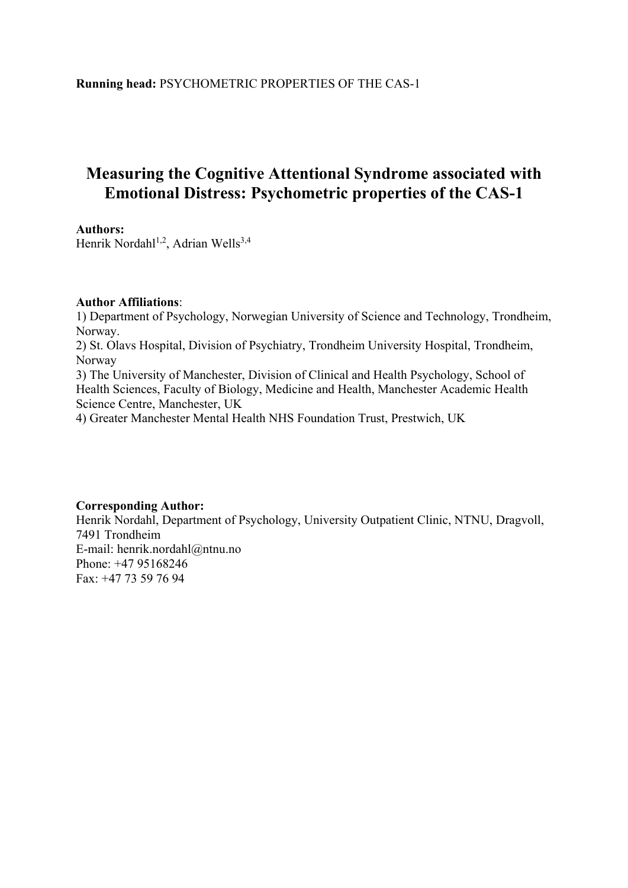**Running head:** PSYCHOMETRIC PROPERTIES OF THE CAS-1

# Measuring the Cognitive Attentional Syndrome associated with Emotional Distress: Psychometric properties of the CAS-1

**Authors:**
Henrik Nordahl[1,2], Adrian Wells[3,4]

**Author Affiliations**:
1) Department of Psychology, Norwegian University of Science and Technology, Trondheim, Norway.
2) St. Olavs Hospital, Division of Psychiatry, Trondheim University Hospital, Trondheim, Norway
3) The University of Manchester, Division of Clinical and Health Psychology, School of Health Sciences, Faculty of Biology, Medicine and Health, Manchester Academic Health Science Centre, Manchester, UK
4) Greater Manchester Mental Health NHS Foundation Trust, Prestwich, UK

**Corresponding Author:**
Henrik Nordahl, Department of Psychology, University Outpatient Clinic, NTNU, Dragvoll, 7491 Trondheim
E-mail: henrik.nordahl@ntnu.no
Phone: +47 95168246
Fax: +47 73 59 76 94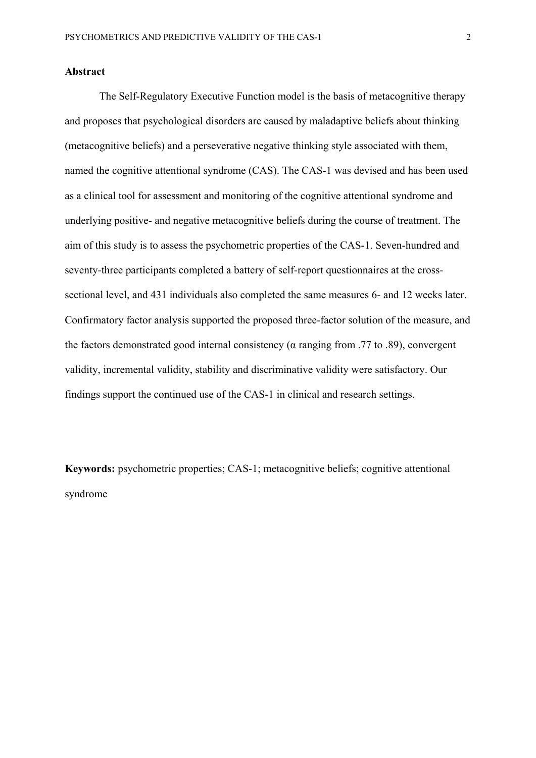## Abstract

The Self-Regulatory Executive Function model is the basis of metacognitive therapy and proposes that psychological disorders are caused by maladaptive beliefs about thinking (metacognitive beliefs) and a perseverative negative thinking style associated with them, named the cognitive attentional syndrome (CAS). The CAS-1 was devised and has been used as a clinical tool for assessment and monitoring of the cognitive attentional syndrome and underlying positive- and negative metacognitive beliefs during the course of treatment. The aim of this study is to assess the psychometric properties of the CAS-1. Seven-hundred and seventy-three participants completed a battery of self-report questionnaires at the cross-sectional level, and 431 individuals also completed the same measures 6- and 12 weeks later. Confirmatory factor analysis supported the proposed three-factor solution of the measure, and the factors demonstrated good internal consistency (α ranging from .77 to .89), convergent validity, incremental validity, stability and discriminative validity were satisfactory. Our findings support the continued use of the CAS-1 in clinical and research settings.

**Keywords:** psychometric properties; CAS-1; metacognitive beliefs; cognitive attentional syndrome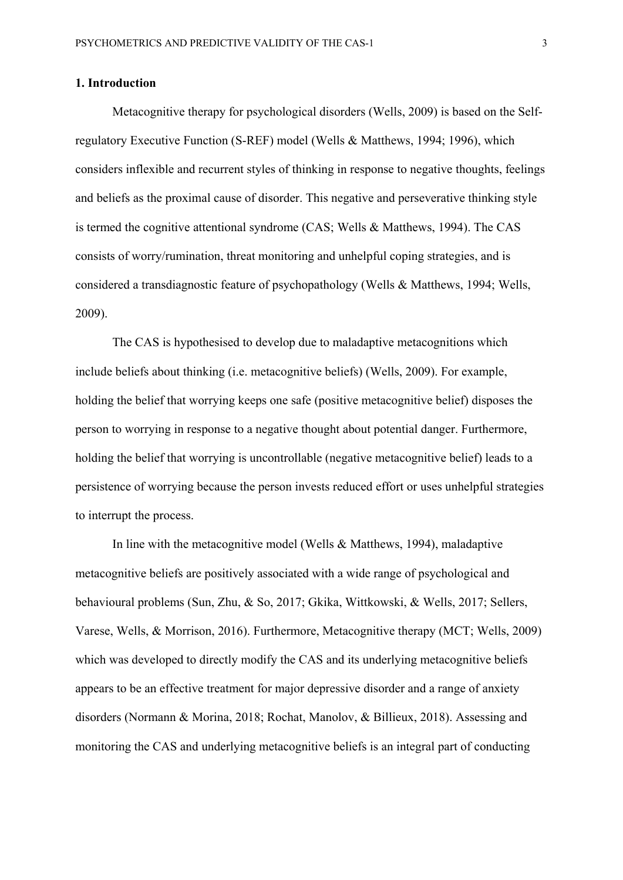## 1. Introduction

Metacognitive therapy for psychological disorders (Wells, 2009) is based on the Self-regulatory Executive Function (S-REF) model (Wells & Matthews, 1994; 1996), which considers inflexible and recurrent styles of thinking in response to negative thoughts, feelings and beliefs as the proximal cause of disorder. This negative and perseverative thinking style is termed the cognitive attentional syndrome (CAS; Wells & Matthews, 1994). The CAS consists of worry/rumination, threat monitoring and unhelpful coping strategies, and is considered a transdiagnostic feature of psychopathology (Wells & Matthews, 1994; Wells, 2009).

The CAS is hypothesised to develop due to maladaptive metacognitions which include beliefs about thinking (i.e. metacognitive beliefs) (Wells, 2009). For example, holding the belief that worrying keeps one safe (positive metacognitive belief) disposes the person to worrying in response to a negative thought about potential danger. Furthermore, holding the belief that worrying is uncontrollable (negative metacognitive belief) leads to a persistence of worrying because the person invests reduced effort or uses unhelpful strategies to interrupt the process.

In line with the metacognitive model (Wells & Matthews, 1994), maladaptive metacognitive beliefs are positively associated with a wide range of psychological and behavioural problems (Sun, Zhu, & So, 2017; Gkika, Wittkowski, & Wells, 2017; Sellers, Varese, Wells, & Morrison, 2016). Furthermore, Metacognitive therapy (MCT; Wells, 2009) which was developed to directly modify the CAS and its underlying metacognitive beliefs appears to be an effective treatment for major depressive disorder and a range of anxiety disorders (Normann & Morina, 2018; Rochat, Manolov, & Billieux, 2018). Assessing and monitoring the CAS and underlying metacognitive beliefs is an integral part of conducting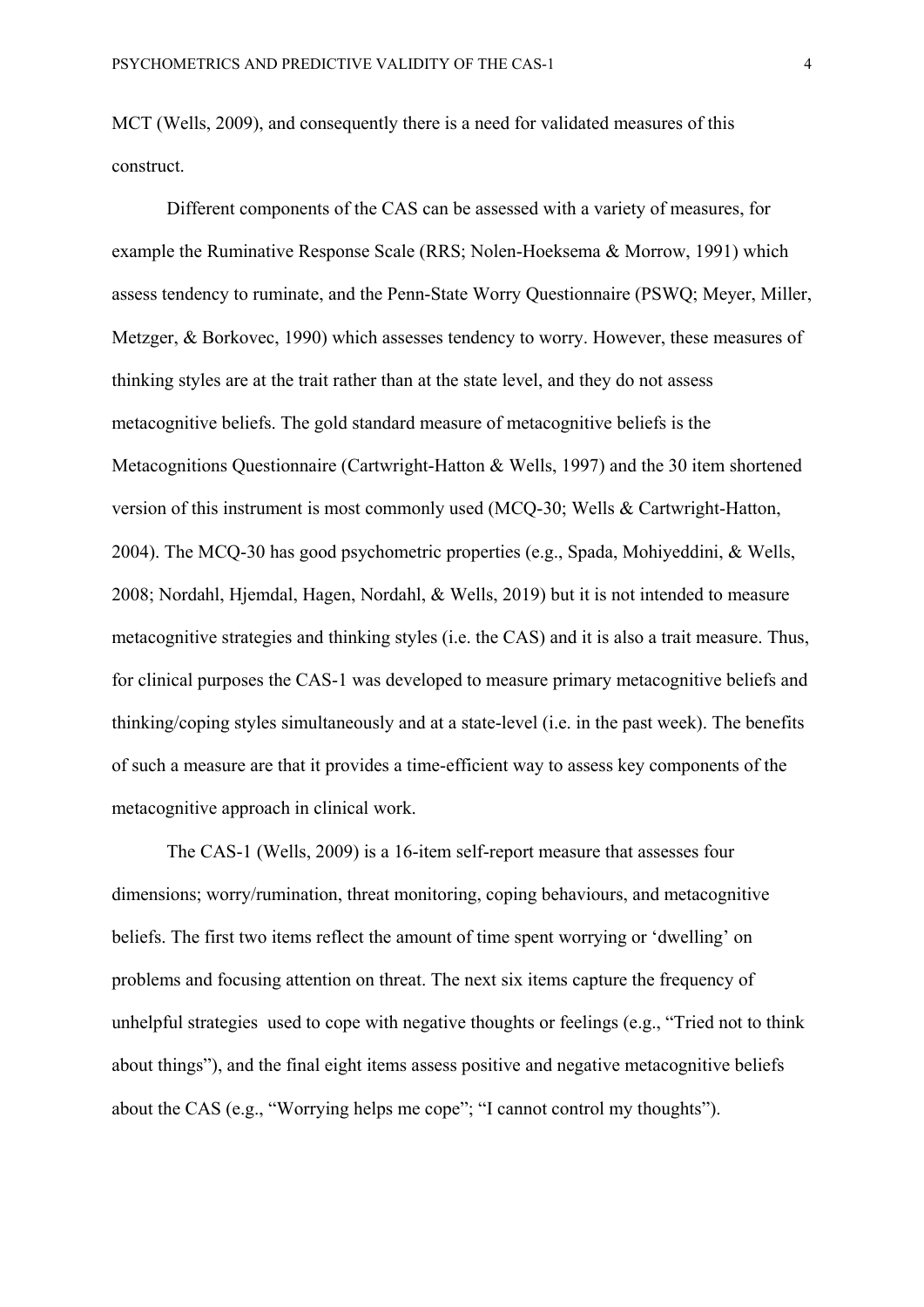MCT (Wells, 2009), and consequently there is a need for validated measures of this construct.

Different components of the CAS can be assessed with a variety of measures, for example the Ruminative Response Scale (RRS; Nolen-Hoeksema & Morrow, 1991) which assess tendency to ruminate, and the Penn-State Worry Questionnaire (PSWQ; Meyer, Miller, Metzger, & Borkovec, 1990) which assesses tendency to worry. However, these measures of thinking styles are at the trait rather than at the state level, and they do not assess metacognitive beliefs. The gold standard measure of metacognitive beliefs is the Metacognitions Questionnaire (Cartwright-Hatton & Wells, 1997) and the 30 item shortened version of this instrument is most commonly used (MCQ-30; Wells & Cartwright-Hatton, 2004). The MCQ-30 has good psychometric properties (e.g., Spada, Mohiyeddini, & Wells, 2008; Nordahl, Hjemdal, Hagen, Nordahl, & Wells, 2019) but it is not intended to measure metacognitive strategies and thinking styles (i.e. the CAS) and it is also a trait measure. Thus, for clinical purposes the CAS-1 was developed to measure primary metacognitive beliefs and thinking/coping styles simultaneously and at a state-level (i.e. in the past week). The benefits of such a measure are that it provides a time-efficient way to assess key components of the metacognitive approach in clinical work.

The CAS-1 (Wells, 2009) is a 16-item self-report measure that assesses four dimensions; worry/rumination, threat monitoring, coping behaviours, and metacognitive beliefs. The first two items reflect the amount of time spent worrying or 'dwelling' on problems and focusing attention on threat. The next six items capture the frequency of unhelpful strategies used to cope with negative thoughts or feelings (e.g., "Tried not to think about things"), and the final eight items assess positive and negative metacognitive beliefs about the CAS (e.g., "Worrying helps me cope"; "I cannot control my thoughts").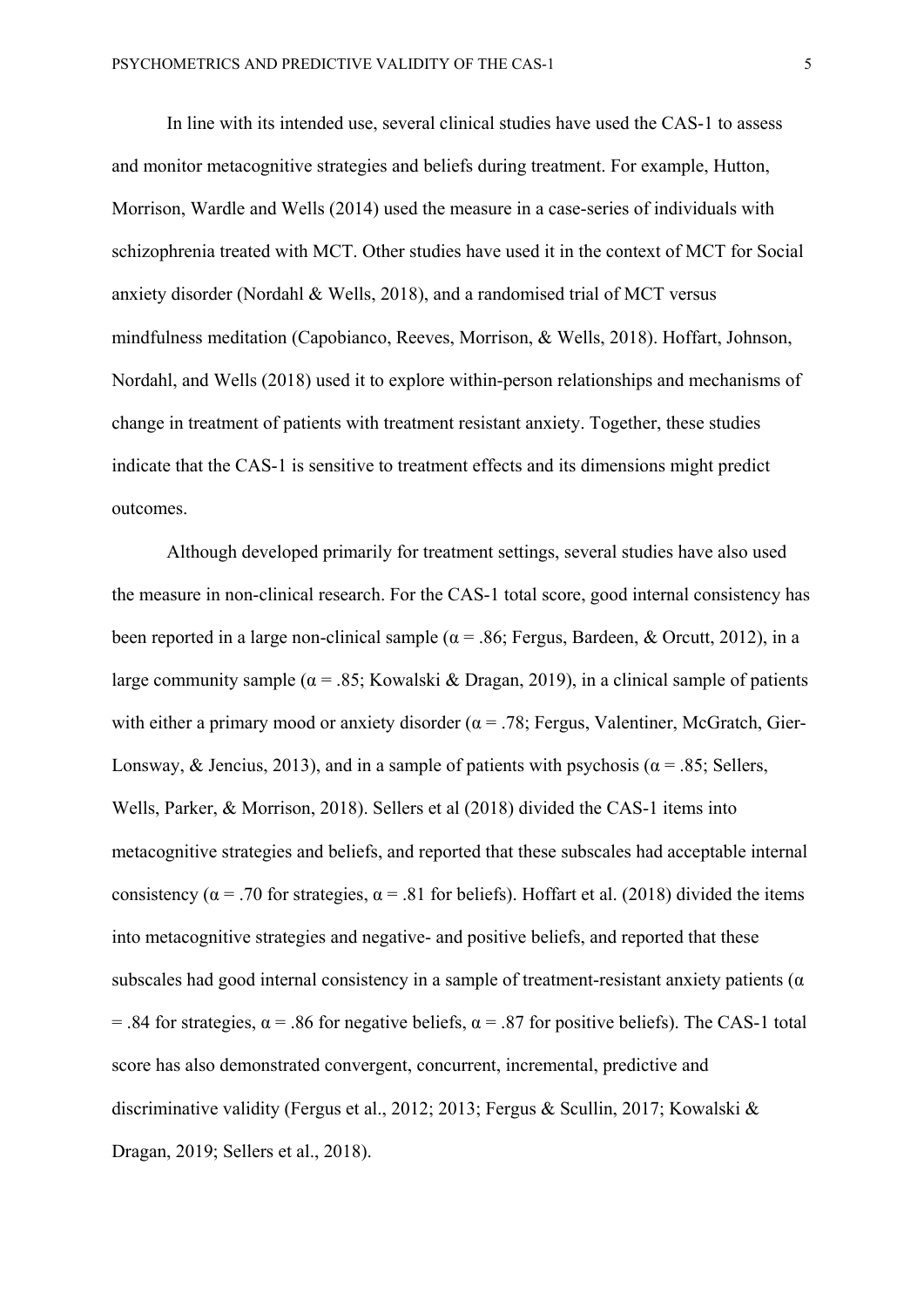In line with its intended use, several clinical studies have used the CAS-1 to assess and monitor metacognitive strategies and beliefs during treatment. For example, Hutton, Morrison, Wardle and Wells (2014) used the measure in a case-series of individuals with schizophrenia treated with MCT. Other studies have used it in the context of MCT for Social anxiety disorder (Nordahl & Wells, 2018), and a randomised trial of MCT versus mindfulness meditation (Capobianco, Reeves, Morrison, & Wells, 2018). Hoffart, Johnson, Nordahl, and Wells (2018) used it to explore within-person relationships and mechanisms of change in treatment of patients with treatment resistant anxiety. Together, these studies indicate that the CAS-1 is sensitive to treatment effects and its dimensions might predict outcomes.

Although developed primarily for treatment settings, several studies have also used the measure in non-clinical research. For the CAS-1 total score, good internal consistency has been reported in a large non-clinical sample ($\alpha = .86$; Fergus, Bardeen, & Orcutt, 2012), in a large community sample ($\alpha = .85$; Kowalski & Dragan, 2019), in a clinical sample of patients with either a primary mood or anxiety disorder ($\alpha = .78$; Fergus, Valentiner, McGratch, Gier-Lonsway, & Jencius, 2013), and in a sample of patients with psychosis ($\alpha = .85$; Sellers, Wells, Parker, & Morrison, 2018). Sellers et al (2018) divided the CAS-1 items into metacognitive strategies and beliefs, and reported that these subscales had acceptable internal consistency ($\alpha = .70$ for strategies, $\alpha = .81$ for beliefs). Hoffart et al. (2018) divided the items into metacognitive strategies and negative- and positive beliefs, and reported that these subscales had good internal consistency in a sample of treatment-resistant anxiety patients ($\alpha = .84$ for strategies, $\alpha = .86$ for negative beliefs, $\alpha = .87$ for positive beliefs). The CAS-1 total score has also demonstrated convergent, concurrent, incremental, predictive and discriminative validity (Fergus et al., 2012; 2013; Fergus & Scullin, 2017; Kowalski & Dragan, 2019; Sellers et al., 2018).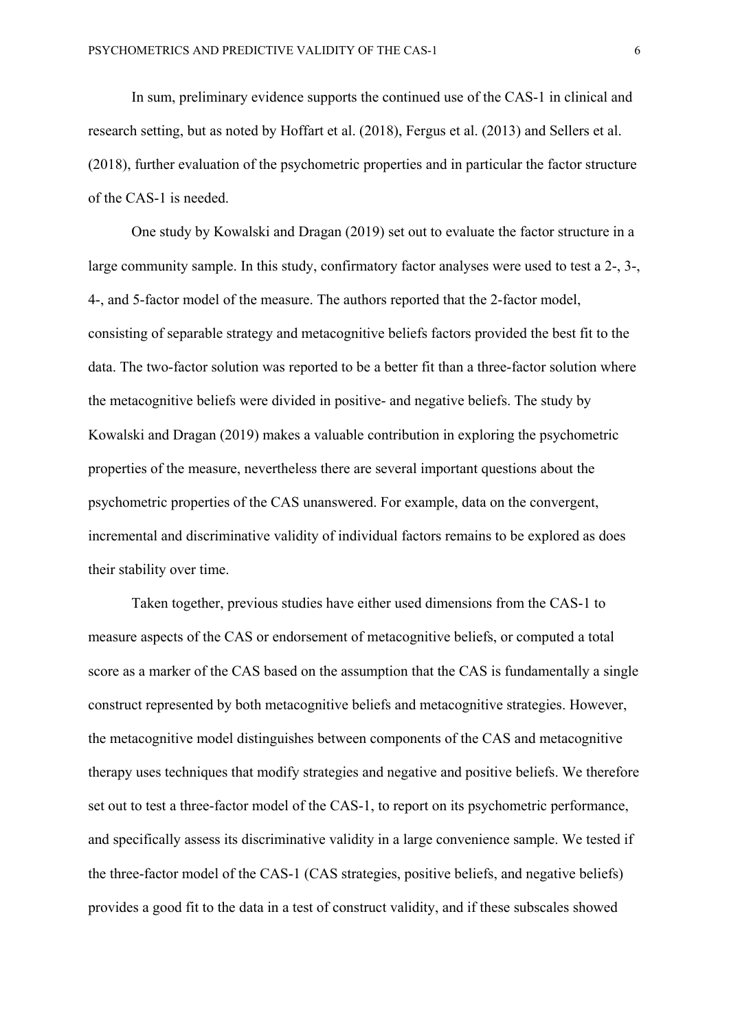In sum, preliminary evidence supports the continued use of the CAS-1 in clinical and research setting, but as noted by Hoffart et al. (2018), Fergus et al. (2013) and Sellers et al. (2018), further evaluation of the psychometric properties and in particular the factor structure of the CAS-1 is needed.

One study by Kowalski and Dragan (2019) set out to evaluate the factor structure in a large community sample. In this study, confirmatory factor analyses were used to test a 2-, 3-, 4-, and 5-factor model of the measure. The authors reported that the 2-factor model, consisting of separable strategy and metacognitive beliefs factors provided the best fit to the data. The two-factor solution was reported to be a better fit than a three-factor solution where the metacognitive beliefs were divided in positive- and negative beliefs. The study by Kowalski and Dragan (2019) makes a valuable contribution in exploring the psychometric properties of the measure, nevertheless there are several important questions about the psychometric properties of the CAS unanswered. For example, data on the convergent, incremental and discriminative validity of individual factors remains to be explored as does their stability over time.

Taken together, previous studies have either used dimensions from the CAS-1 to measure aspects of the CAS or endorsement of metacognitive beliefs, or computed a total score as a marker of the CAS based on the assumption that the CAS is fundamentally a single construct represented by both metacognitive beliefs and metacognitive strategies. However, the metacognitive model distinguishes between components of the CAS and metacognitive therapy uses techniques that modify strategies and negative and positive beliefs. We therefore set out to test a three-factor model of the CAS-1, to report on its psychometric performance, and specifically assess its discriminative validity in a large convenience sample. We tested if the three-factor model of the CAS-1 (CAS strategies, positive beliefs, and negative beliefs) provides a good fit to the data in a test of construct validity, and if these subscales showed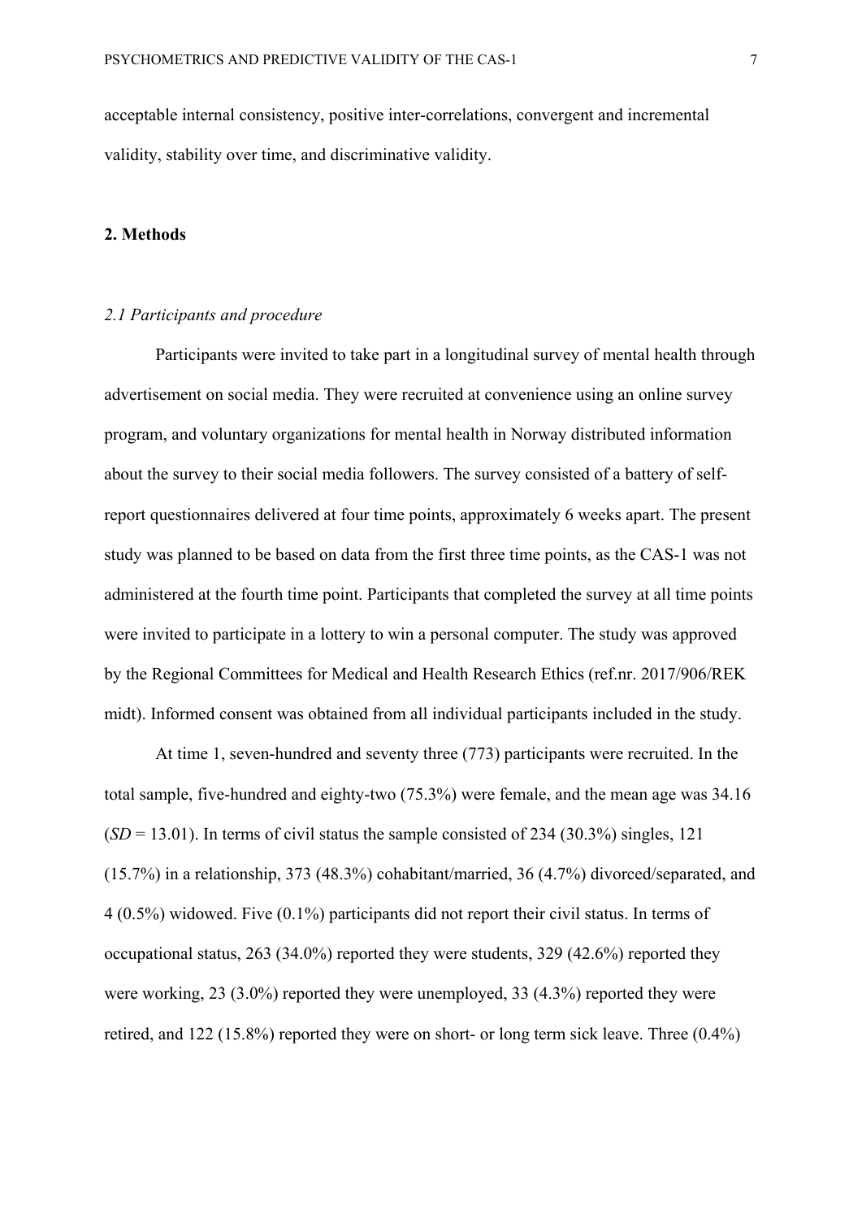acceptable internal consistency, positive inter-correlations, convergent and incremental validity, stability over time, and discriminative validity.

## 2. Methods

### *2.1 Participants and procedure*

Participants were invited to take part in a longitudinal survey of mental health through advertisement on social media. They were recruited at convenience using an online survey program, and voluntary organizations for mental health in Norway distributed information about the survey to their social media followers. The survey consisted of a battery of self-report questionnaires delivered at four time points, approximately 6 weeks apart. The present study was planned to be based on data from the first three time points, as the CAS-1 was not administered at the fourth time point. Participants that completed the survey at all time points were invited to participate in a lottery to win a personal computer. The study was approved by the Regional Committees for Medical and Health Research Ethics (ref.nr. 2017/906/REK midt). Informed consent was obtained from all individual participants included in the study.

At time 1, seven-hundred and seventy three (773) participants were recruited. In the total sample, five-hundred and eighty-two (75.3%) were female, and the mean age was 34.16 (*SD* = 13.01). In terms of civil status the sample consisted of 234 (30.3%) singles, 121 (15.7%) in a relationship, 373 (48.3%) cohabitant/married, 36 (4.7%) divorced/separated, and 4 (0.5%) widowed. Five (0.1%) participants did not report their civil status. In terms of occupational status, 263 (34.0%) reported they were students, 329 (42.6%) reported they were working, 23 (3.0%) reported they were unemployed, 33 (4.3%) reported they were retired, and 122 (15.8%) reported they were on short- or long term sick leave. Three (0.4%)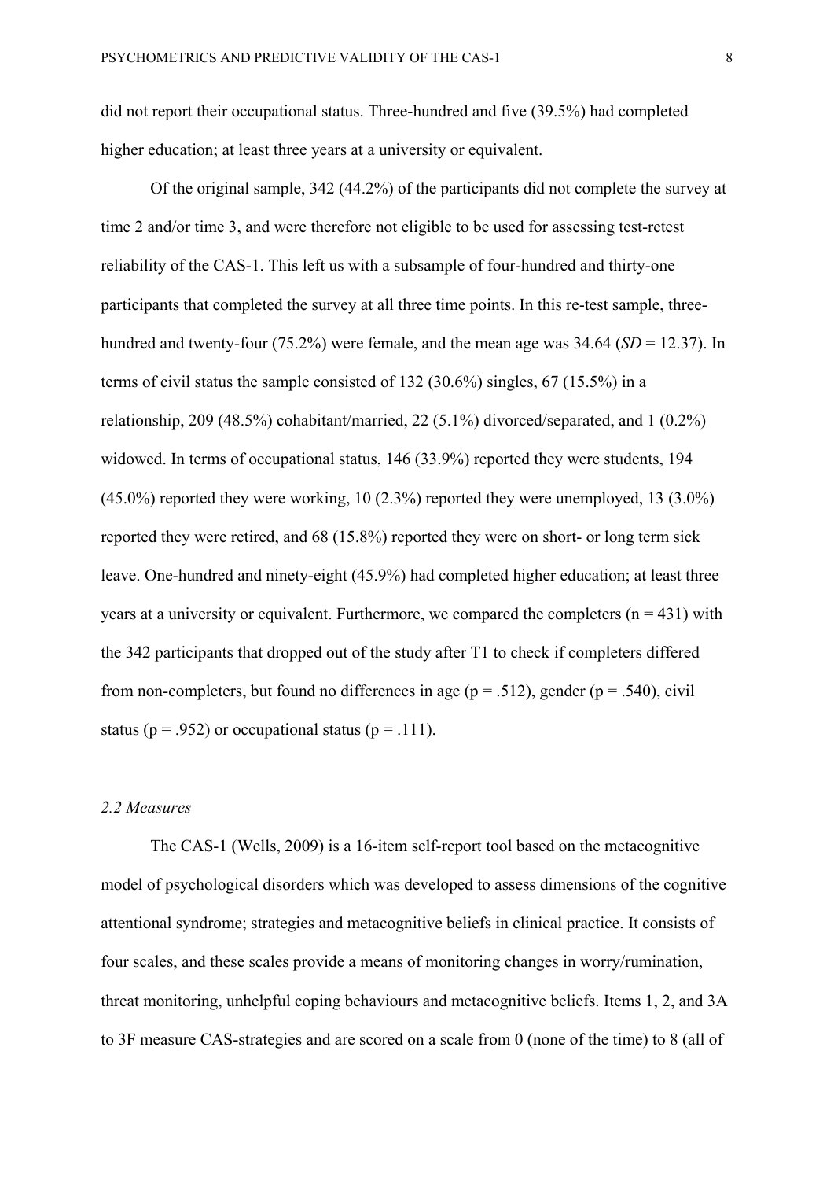did not report their occupational status. Three-hundred and five (39.5%) had completed higher education; at least three years at a university or equivalent.

Of the original sample, 342 (44.2%) of the participants did not complete the survey at time 2 and/or time 3, and were therefore not eligible to be used for assessing test-retest reliability of the CAS-1. This left us with a subsample of four-hundred and thirty-one participants that completed the survey at all three time points. In this re-test sample, three-hundred and twenty-four (75.2%) were female, and the mean age was 34.64 (*SD* = 12.37). In terms of civil status the sample consisted of 132 (30.6%) singles, 67 (15.5%) in a relationship, 209 (48.5%) cohabitant/married, 22 (5.1%) divorced/separated, and 1 (0.2%) widowed. In terms of occupational status, 146 (33.9%) reported they were students, 194 (45.0%) reported they were working, 10 (2.3%) reported they were unemployed, 13 (3.0%) reported they were retired, and 68 (15.8%) reported they were on short- or long term sick leave. One-hundred and ninety-eight (45.9%) had completed higher education; at least three years at a university or equivalent. Furthermore, we compared the completers ($n = 431$) with the 342 participants that dropped out of the study after T1 to check if completers differed from non-completers, but found no differences in age ($p = .512$), gender ($p = .540$), civil status ($p = .952$) or occupational status ($p = .111$).

### *2.2 Measures*

The CAS-1 (Wells, 2009) is a 16-item self-report tool based on the metacognitive model of psychological disorders which was developed to assess dimensions of the cognitive attentional syndrome; strategies and metacognitive beliefs in clinical practice. It consists of four scales, and these scales provide a means of monitoring changes in worry/rumination, threat monitoring, unhelpful coping behaviours and metacognitive beliefs. Items 1, 2, and 3A to 3F measure CAS-strategies and are scored on a scale from 0 (none of the time) to 8 (all of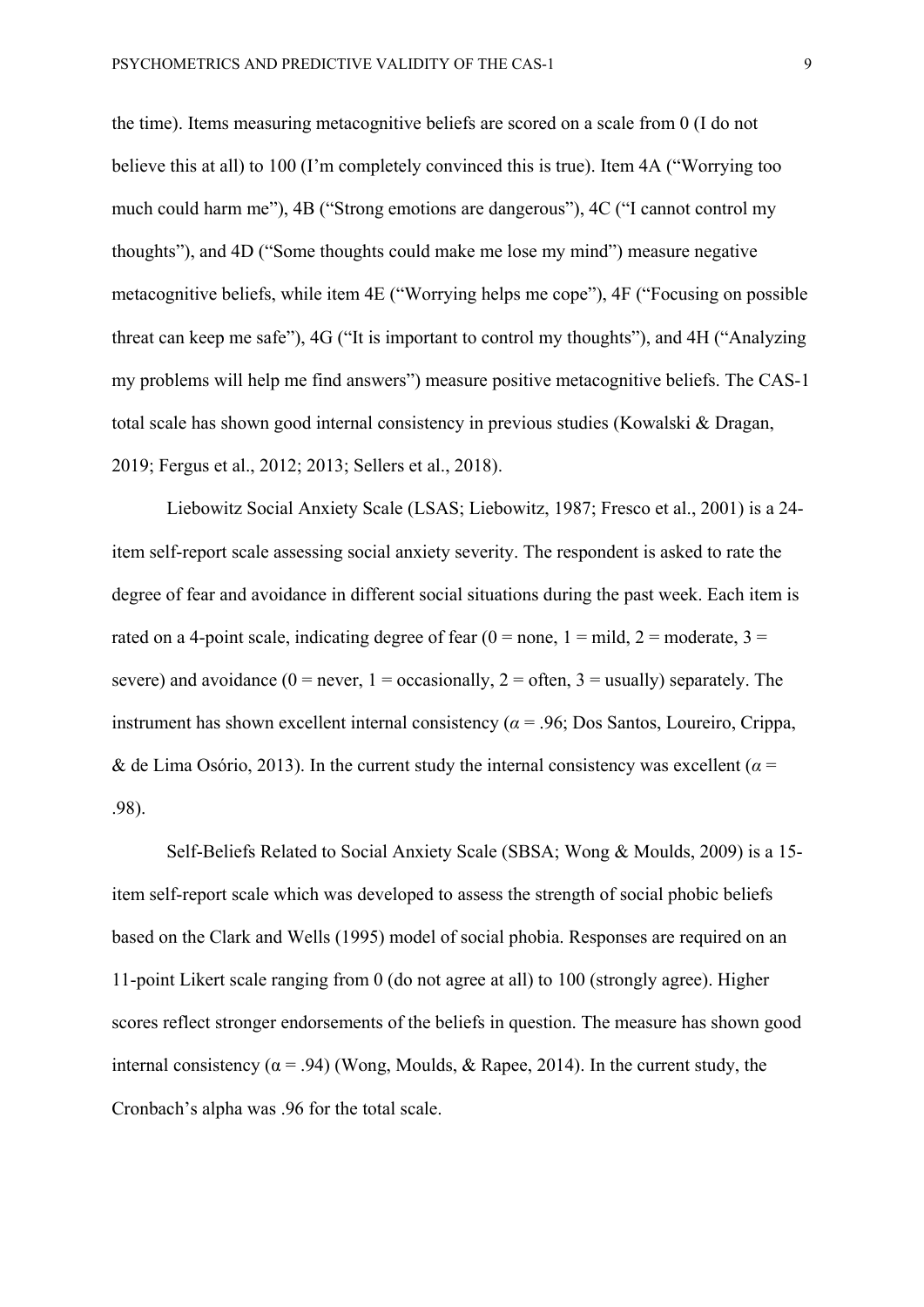the time). Items measuring metacognitive beliefs are scored on a scale from 0 (I do not believe this at all) to 100 (I'm completely convinced this is true). Item 4A ("Worrying too much could harm me"), 4B ("Strong emotions are dangerous"), 4C ("I cannot control my thoughts"), and 4D ("Some thoughts could make me lose my mind") measure negative metacognitive beliefs, while item 4E ("Worrying helps me cope"), 4F ("Focusing on possible threat can keep me safe"), 4G ("It is important to control my thoughts"), and 4H ("Analyzing my problems will help me find answers") measure positive metacognitive beliefs. The CAS-1 total scale has shown good internal consistency in previous studies (Kowalski & Dragan, 2019; Fergus et al., 2012; 2013; Sellers et al., 2018).

Liebowitz Social Anxiety Scale (LSAS; Liebowitz, 1987; Fresco et al., 2001) is a 24-item self-report scale assessing social anxiety severity. The respondent is asked to rate the degree of fear and avoidance in different social situations during the past week. Each item is rated on a 4-point scale, indicating degree of fear (0 = none, 1 = mild, 2 = moderate, 3 = severe) and avoidance (0 = never, 1 = occasionally, 2 = often, 3 = usually) separately. The instrument has shown excellent internal consistency ($\alpha$ = .96; Dos Santos, Loureiro, Crippa, & de Lima Osório, 2013). In the current study the internal consistency was excellent ($\alpha$ = .98).

Self-Beliefs Related to Social Anxiety Scale (SBSA; Wong & Moulds, 2009) is a 15-item self-report scale which was developed to assess the strength of social phobic beliefs based on the Clark and Wells (1995) model of social phobia. Responses are required on an 11-point Likert scale ranging from 0 (do not agree at all) to 100 (strongly agree). Higher scores reflect stronger endorsements of the beliefs in question. The measure has shown good internal consistency ($\alpha$ = .94) (Wong, Moulds, & Rapee, 2014). In the current study, the Cronbach's alpha was .96 for the total scale.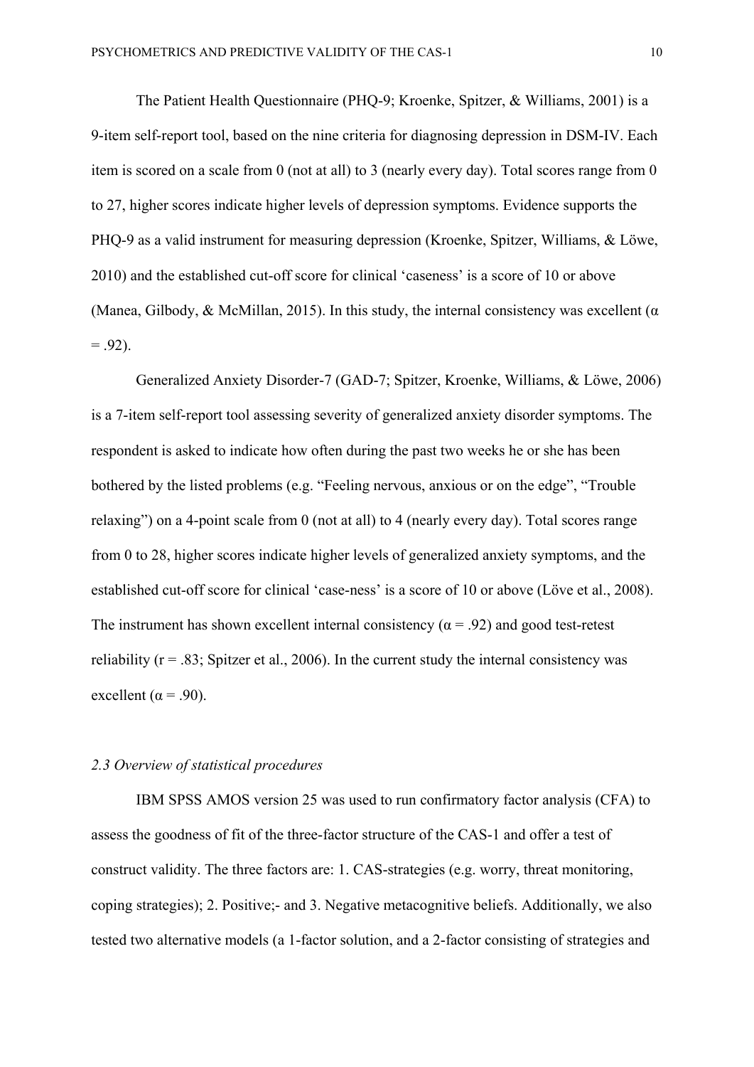The Patient Health Questionnaire (PHQ-9; Kroenke, Spitzer, & Williams, 2001) is a 9-item self-report tool, based on the nine criteria for diagnosing depression in DSM-IV. Each item is scored on a scale from 0 (not at all) to 3 (nearly every day). Total scores range from 0 to 27, higher scores indicate higher levels of depression symptoms. Evidence supports the PHQ-9 as a valid instrument for measuring depression (Kroenke, Spitzer, Williams, & Löwe, 2010) and the established cut-off score for clinical 'caseness' is a score of 10 or above (Manea, Gilbody, & McMillan, 2015). In this study, the internal consistency was excellent ($\alpha = .92$).

Generalized Anxiety Disorder-7 (GAD-7; Spitzer, Kroenke, Williams, & Löwe, 2006) is a 7-item self-report tool assessing severity of generalized anxiety disorder symptoms. The respondent is asked to indicate how often during the past two weeks he or she has been bothered by the listed problems (e.g. "Feeling nervous, anxious or on the edge", "Trouble relaxing") on a 4-point scale from 0 (not at all) to 4 (nearly every day). Total scores range from 0 to 28, higher scores indicate higher levels of generalized anxiety symptoms, and the established cut-off score for clinical 'case-ness' is a score of 10 or above (Löve et al., 2008). The instrument has shown excellent internal consistency ($\alpha = .92$) and good test-retest reliability ($r = .83$; Spitzer et al., 2006). In the current study the internal consistency was excellent ($\alpha = .90$).

### *2.3 Overview of statistical procedures*

IBM SPSS AMOS version 25 was used to run confirmatory factor analysis (CFA) to assess the goodness of fit of the three-factor structure of the CAS-1 and offer a test of construct validity. The three factors are: 1. CAS-strategies (e.g. worry, threat monitoring, coping strategies); 2. Positive;- and 3. Negative metacognitive beliefs. Additionally, we also tested two alternative models (a 1-factor solution, and a 2-factor consisting of strategies and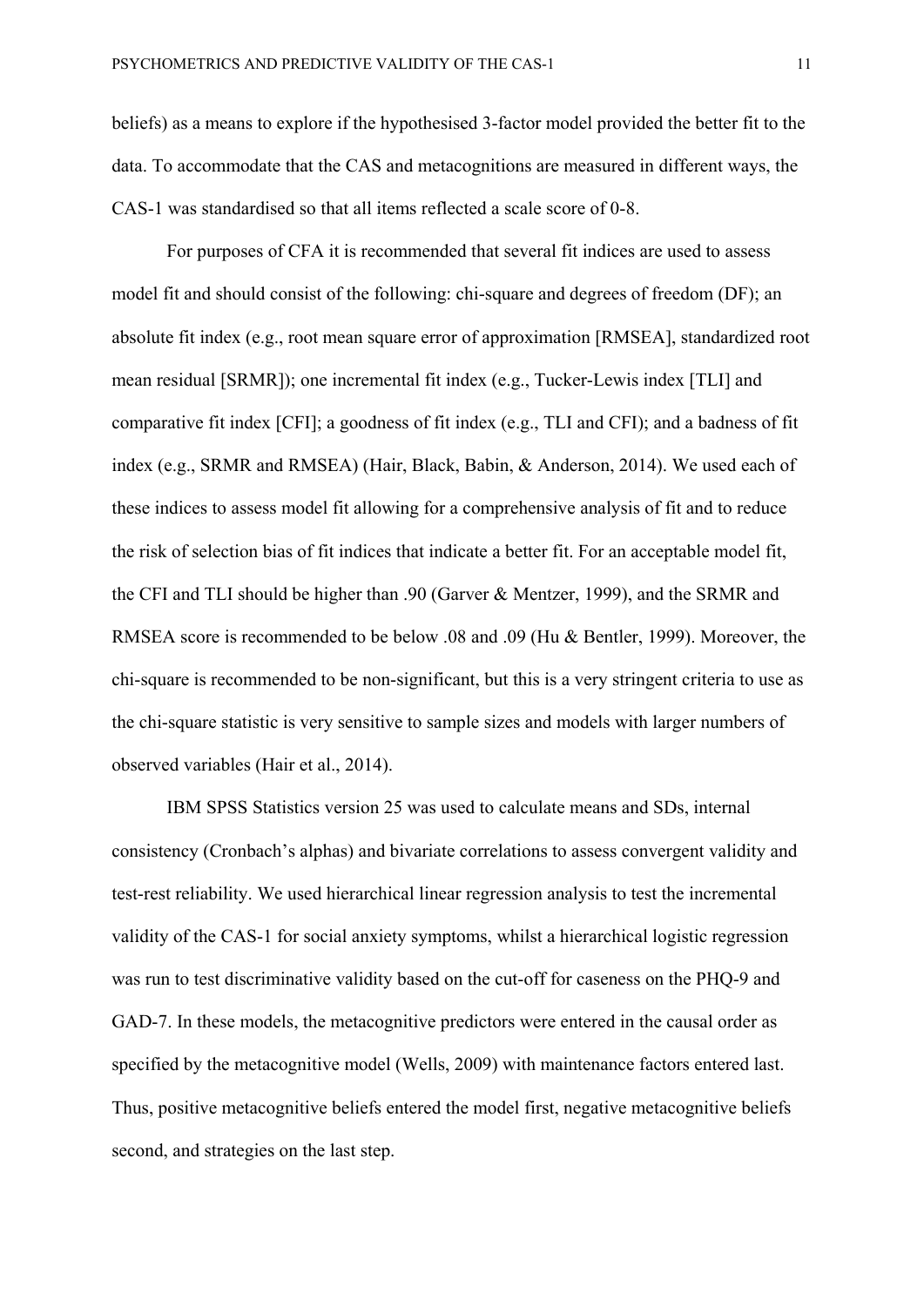beliefs) as a means to explore if the hypothesised 3-factor model provided the better fit to the data. To accommodate that the CAS and metacognitions are measured in different ways, the CAS-1 was standardised so that all items reflected a scale score of 0-8.

For purposes of CFA it is recommended that several fit indices are used to assess model fit and should consist of the following: chi-square and degrees of freedom (DF); an absolute fit index (e.g., root mean square error of approximation [RMSEA], standardized root mean residual [SRMR]); one incremental fit index (e.g., Tucker-Lewis index [TLI] and comparative fit index [CFI]; a goodness of fit index (e.g., TLI and CFI); and a badness of fit index (e.g., SRMR and RMSEA) (Hair, Black, Babin, & Anderson, 2014). We used each of these indices to assess model fit allowing for a comprehensive analysis of fit and to reduce the risk of selection bias of fit indices that indicate a better fit. For an acceptable model fit, the CFI and TLI should be higher than .90 (Garver & Mentzer, 1999), and the SRMR and RMSEA score is recommended to be below .08 and .09 (Hu & Bentler, 1999). Moreover, the chi-square is recommended to be non-significant, but this is a very stringent criteria to use as the chi-square statistic is very sensitive to sample sizes and models with larger numbers of observed variables (Hair et al., 2014).

IBM SPSS Statistics version 25 was used to calculate means and SDs, internal consistency (Cronbach's alphas) and bivariate correlations to assess convergent validity and test-rest reliability. We used hierarchical linear regression analysis to test the incremental validity of the CAS-1 for social anxiety symptoms, whilst a hierarchical logistic regression was run to test discriminative validity based on the cut-off for caseness on the PHQ-9 and GAD-7. In these models, the metacognitive predictors were entered in the causal order as specified by the metacognitive model (Wells, 2009) with maintenance factors entered last. Thus, positive metacognitive beliefs entered the model first, negative metacognitive beliefs second, and strategies on the last step.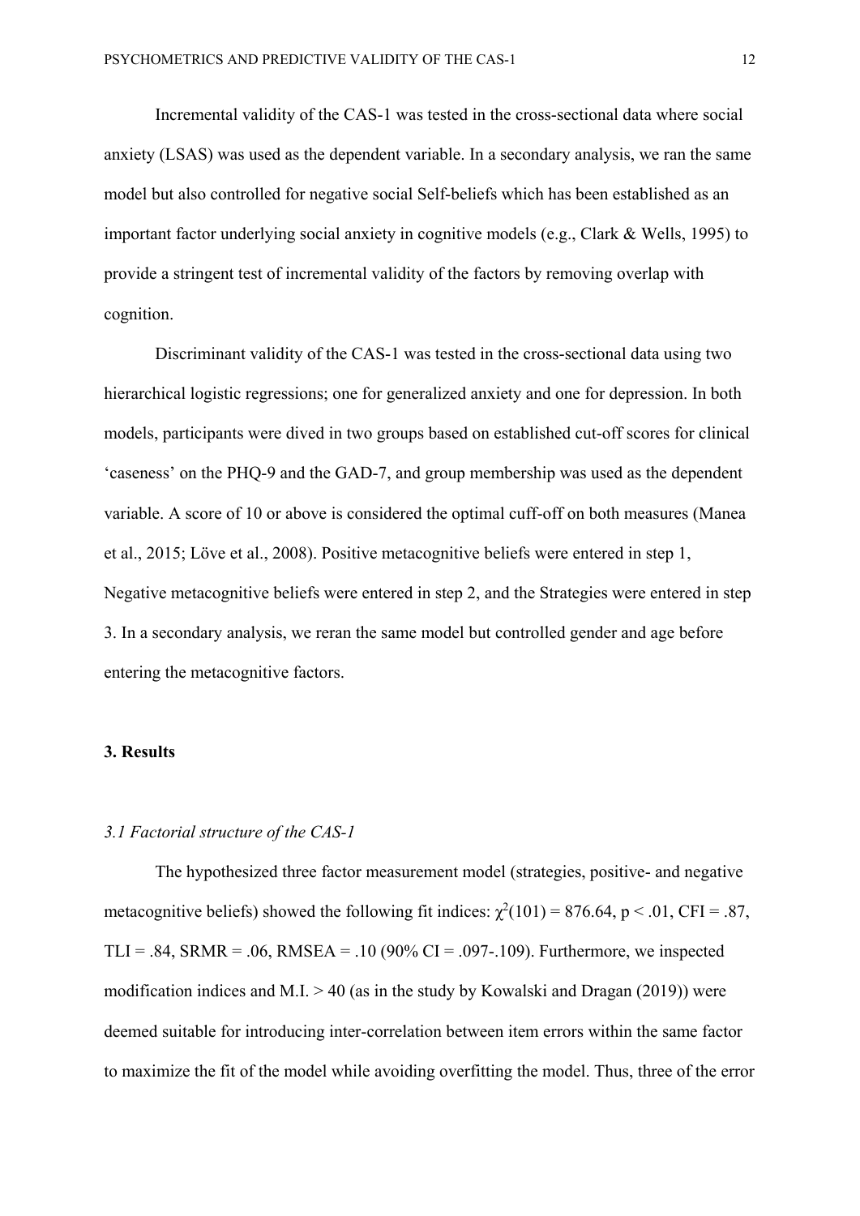Incremental validity of the CAS-1 was tested in the cross-sectional data where social anxiety (LSAS) was used as the dependent variable. In a secondary analysis, we ran the same model but also controlled for negative social Self-beliefs which has been established as an important factor underlying social anxiety in cognitive models (e.g., Clark & Wells, 1995) to provide a stringent test of incremental validity of the factors by removing overlap with cognition.

Discriminant validity of the CAS-1 was tested in the cross-sectional data using two hierarchical logistic regressions; one for generalized anxiety and one for depression. In both models, participants were dived in two groups based on established cut-off scores for clinical 'caseness' on the PHQ-9 and the GAD-7, and group membership was used as the dependent variable. A score of 10 or above is considered the optimal cuff-off on both measures (Manea et al., 2015; Löve et al., 2008). Positive metacognitive beliefs were entered in step 1, Negative metacognitive beliefs were entered in step 2, and the Strategies were entered in step 3. In a secondary analysis, we reran the same model but controlled gender and age before entering the metacognitive factors.

## 3. Results

### *3.1 Factorial structure of the CAS-1*

The hypothesized three factor measurement model (strategies, positive- and negative metacognitive beliefs) showed the following fit indices: $\chi^2(101) = 876.64$, $p < .01$, CFI = .87, TLI = .84, SRMR = .06, RMSEA = .10 (90% CI = .097-.109). Furthermore, we inspected modification indices and M.I. > 40 (as in the study by Kowalski and Dragan (2019)) were deemed suitable for introducing inter-correlation between item errors within the same factor to maximize the fit of the model while avoiding overfitting the model. Thus, three of the error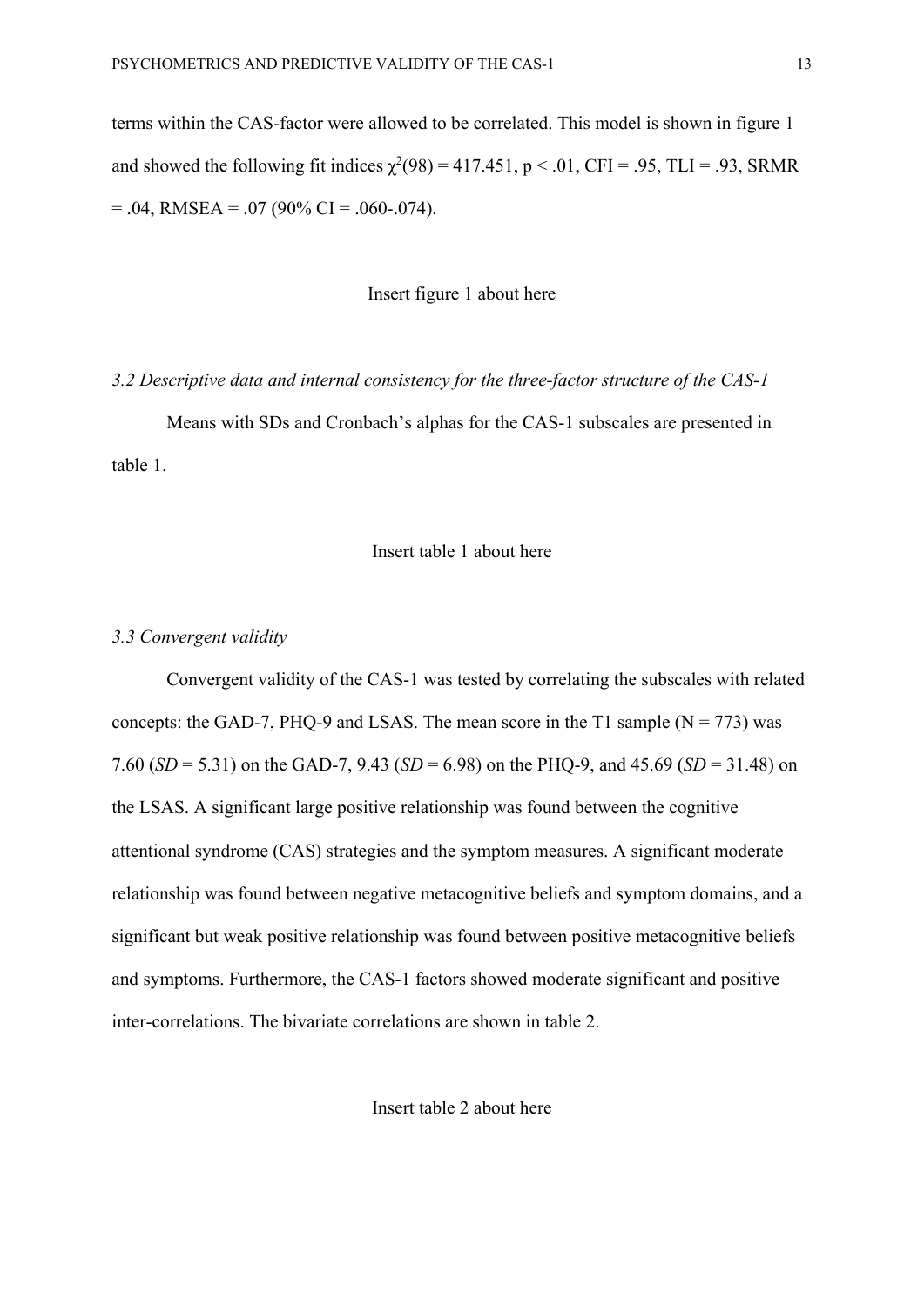terms within the CAS-factor were allowed to be correlated. This model is shown in figure 1 and showed the following fit indices $\chi^2(98) = 417.451$, $p < .01$, CFI = .95, TLI = .93, SRMR = .04, RMSEA = .07 (90% CI = .060-.074).

Insert figure 1 about here

### *3.2 Descriptive data and internal consistency for the three-factor structure of the CAS-1*

Means with SDs and Cronbach's alphas for the CAS-1 subscales are presented in table 1.

Insert table 1 about here

### *3.3 Convergent validity*

Convergent validity of the CAS-1 was tested by correlating the subscales with related concepts: the GAD-7, PHQ-9 and LSAS. The mean score in the T1 sample (N = 773) was 7.60 (*SD* = 5.31) on the GAD-7, 9.43 (*SD* = 6.98) on the PHQ-9, and 45.69 (*SD* = 31.48) on the LSAS. A significant large positive relationship was found between the cognitive attentional syndrome (CAS) strategies and the symptom measures. A significant moderate relationship was found between negative metacognitive beliefs and symptom domains, and a significant but weak positive relationship was found between positive metacognitive beliefs and symptoms. Furthermore, the CAS-1 factors showed moderate significant and positive inter-correlations. The bivariate correlations are shown in table 2.

Insert table 2 about here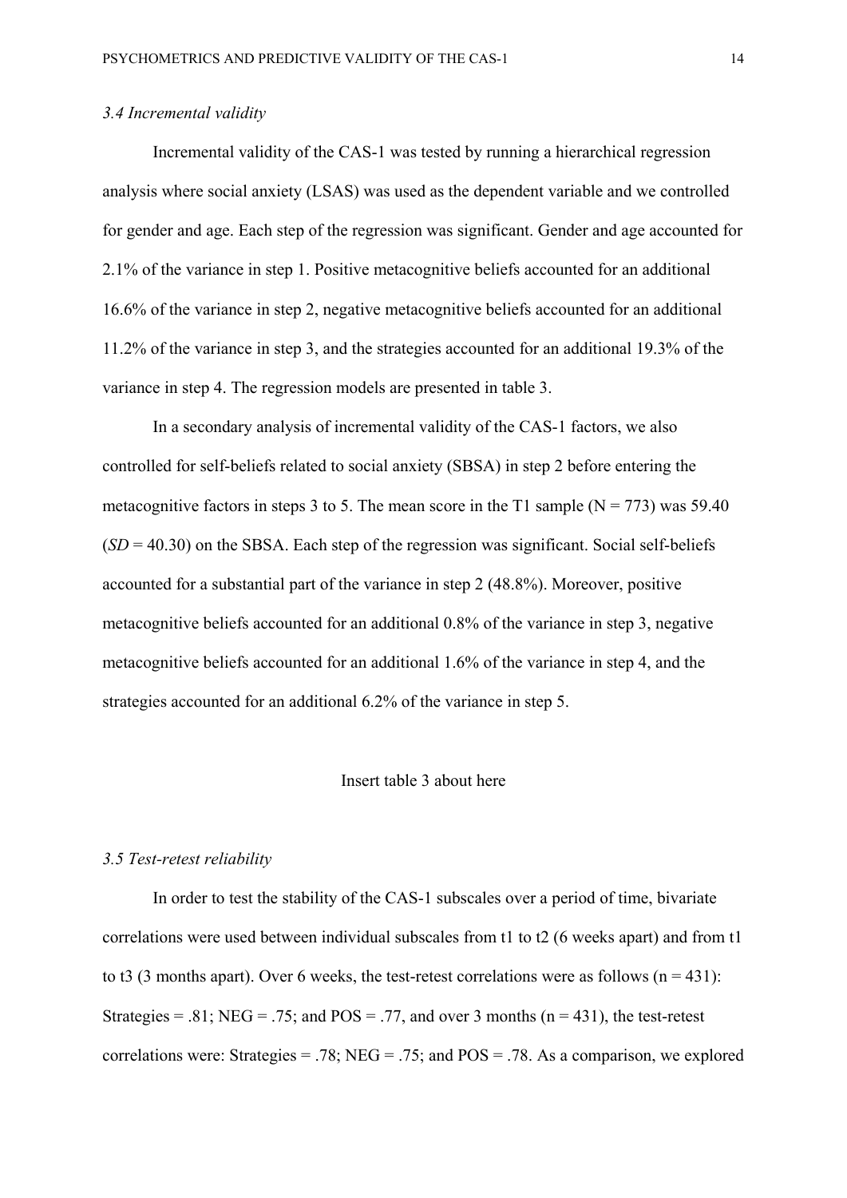### *3.4 Incremental validity*

Incremental validity of the CAS-1 was tested by running a hierarchical regression analysis where social anxiety (LSAS) was used as the dependent variable and we controlled for gender and age. Each step of the regression was significant. Gender and age accounted for 2.1% of the variance in step 1. Positive metacognitive beliefs accounted for an additional 16.6% of the variance in step 2, negative metacognitive beliefs accounted for an additional 11.2% of the variance in step 3, and the strategies accounted for an additional 19.3% of the variance in step 4. The regression models are presented in table 3.

In a secondary analysis of incremental validity of the CAS-1 factors, we also controlled for self-beliefs related to social anxiety (SBSA) in step 2 before entering the metacognitive factors in steps 3 to 5. The mean score in the T1 sample ($N = 773$) was 59.40 ($SD = 40.30$) on the SBSA. Each step of the regression was significant. Social self-beliefs accounted for a substantial part of the variance in step 2 (48.8%). Moreover, positive metacognitive beliefs accounted for an additional 0.8% of the variance in step 3, negative metacognitive beliefs accounted for an additional 1.6% of the variance in step 4, and the strategies accounted for an additional 6.2% of the variance in step 5.

Insert table 3 about here

### *3.5 Test-retest reliability*

In order to test the stability of the CAS-1 subscales over a period of time, bivariate correlations were used between individual subscales from t1 to t2 (6 weeks apart) and from t1 to t3 (3 months apart). Over 6 weeks, the test-retest correlations were as follows ($n = 431$): Strategies = .81; NEG = .75; and POS = .77, and over 3 months ($n = 431$), the test-retest correlations were: Strategies = .78; NEG = .75; and POS = .78. As a comparison, we explored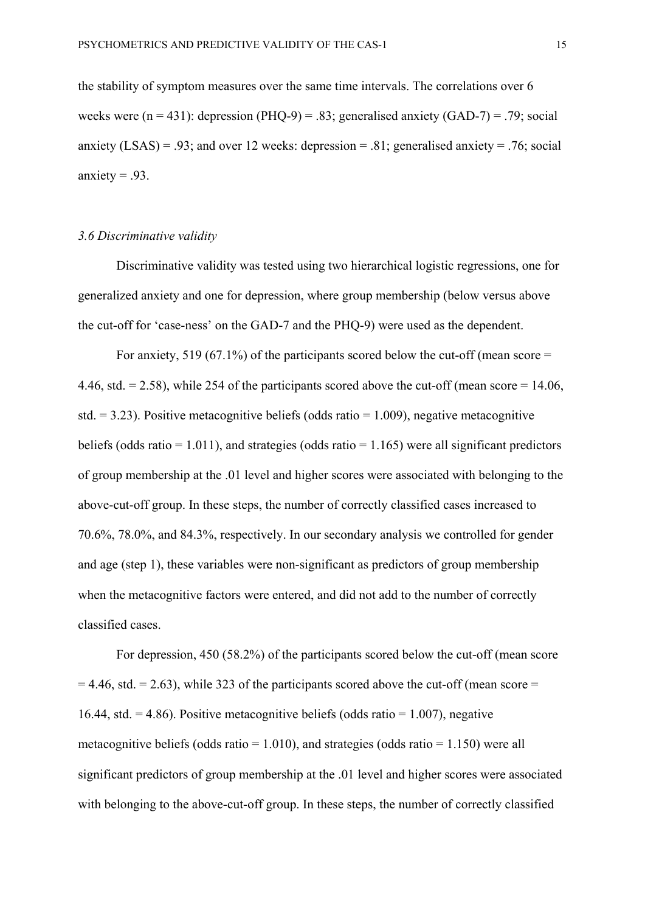the stability of symptom measures over the same time intervals. The correlations over 6 weeks were (n = 431): depression (PHQ-9) = .83; generalised anxiety (GAD-7) = .79; social anxiety (LSAS) = .93; and over 12 weeks: depression = .81; generalised anxiety = .76; social anxiety = .93.

### *3.6 Discriminative validity*

Discriminative validity was tested using two hierarchical logistic regressions, one for generalized anxiety and one for depression, where group membership (below versus above the cut-off for 'case-ness' on the GAD-7 and the PHQ-9) were used as the dependent.

For anxiety, 519 (67.1%) of the participants scored below the cut-off (mean score = 4.46, std. = 2.58), while 254 of the participants scored above the cut-off (mean score = 14.06, std. = 3.23). Positive metacognitive beliefs (odds ratio = 1.009), negative metacognitive beliefs (odds ratio = 1.011), and strategies (odds ratio = 1.165) were all significant predictors of group membership at the .01 level and higher scores were associated with belonging to the above-cut-off group. In these steps, the number of correctly classified cases increased to 70.6%, 78.0%, and 84.3%, respectively. In our secondary analysis we controlled for gender and age (step 1), these variables were non-significant as predictors of group membership when the metacognitive factors were entered, and did not add to the number of correctly classified cases.

For depression, 450 (58.2%) of the participants scored below the cut-off (mean score = 4.46, std. = 2.63), while 323 of the participants scored above the cut-off (mean score = 16.44, std. = 4.86). Positive metacognitive beliefs (odds ratio = 1.007), negative metacognitive beliefs (odds ratio = 1.010), and strategies (odds ratio = 1.150) were all significant predictors of group membership at the .01 level and higher scores were associated with belonging to the above-cut-off group. In these steps, the number of correctly classified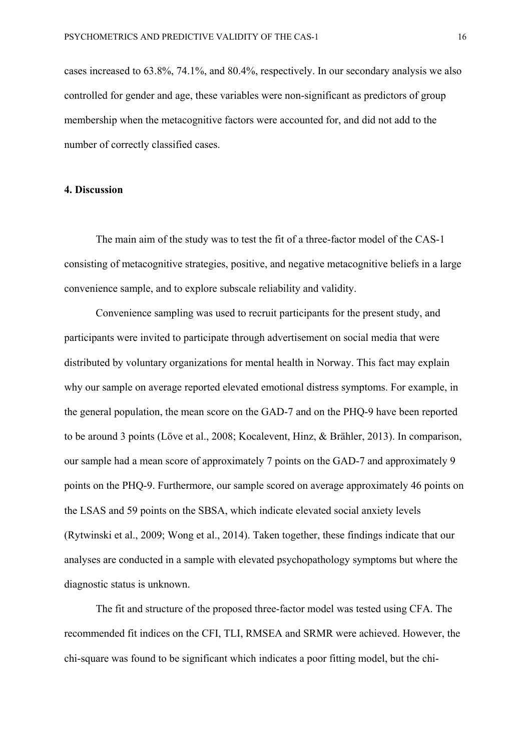cases increased to 63.8%, 74.1%, and 80.4%, respectively. In our secondary analysis we also controlled for gender and age, these variables were non-significant as predictors of group membership when the metacognitive factors were accounted for, and did not add to the number of correctly classified cases.

## 4. Discussion

The main aim of the study was to test the fit of a three-factor model of the CAS-1 consisting of metacognitive strategies, positive, and negative metacognitive beliefs in a large convenience sample, and to explore subscale reliability and validity.

Convenience sampling was used to recruit participants for the present study, and participants were invited to participate through advertisement on social media that were distributed by voluntary organizations for mental health in Norway. This fact may explain why our sample on average reported elevated emotional distress symptoms. For example, in the general population, the mean score on the GAD-7 and on the PHQ-9 have been reported to be around 3 points (Löve et al., 2008; Kocalevent, Hinz, & Brähler, 2013). In comparison, our sample had a mean score of approximately 7 points on the GAD-7 and approximately 9 points on the PHQ-9. Furthermore, our sample scored on average approximately 46 points on the LSAS and 59 points on the SBSA, which indicate elevated social anxiety levels (Rytwinski et al., 2009; Wong et al., 2014). Taken together, these findings indicate that our analyses are conducted in a sample with elevated psychopathology symptoms but where the diagnostic status is unknown.

The fit and structure of the proposed three-factor model was tested using CFA. The recommended fit indices on the CFI, TLI, RMSEA and SRMR were achieved. However, the chi-square was found to be significant which indicates a poor fitting model, but the chi-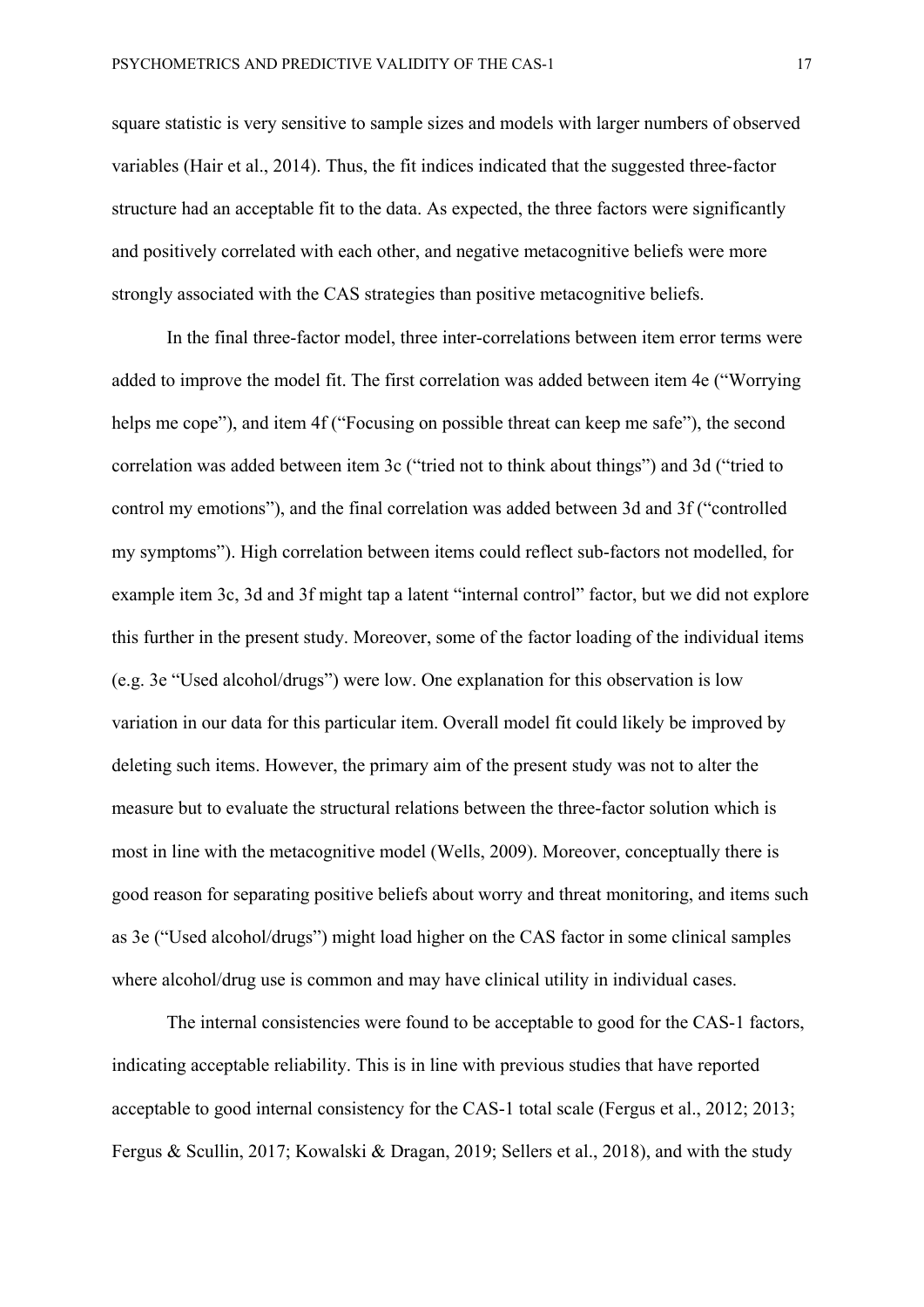square statistic is very sensitive to sample sizes and models with larger numbers of observed variables (Hair et al., 2014). Thus, the fit indices indicated that the suggested three-factor structure had an acceptable fit to the data. As expected, the three factors were significantly and positively correlated with each other, and negative metacognitive beliefs were more strongly associated with the CAS strategies than positive metacognitive beliefs.

In the final three-factor model, three inter-correlations between item error terms were added to improve the model fit. The first correlation was added between item 4e ("Worrying helps me cope"), and item 4f ("Focusing on possible threat can keep me safe"), the second correlation was added between item 3c ("tried not to think about things") and 3d ("tried to control my emotions"), and the final correlation was added between 3d and 3f ("controlled my symptoms"). High correlation between items could reflect sub-factors not modelled, for example item 3c, 3d and 3f might tap a latent "internal control" factor, but we did not explore this further in the present study. Moreover, some of the factor loading of the individual items (e.g. 3e "Used alcohol/drugs") were low. One explanation for this observation is low variation in our data for this particular item. Overall model fit could likely be improved by deleting such items. However, the primary aim of the present study was not to alter the measure but to evaluate the structural relations between the three-factor solution which is most in line with the metacognitive model (Wells, 2009). Moreover, conceptually there is good reason for separating positive beliefs about worry and threat monitoring, and items such as 3e ("Used alcohol/drugs") might load higher on the CAS factor in some clinical samples where alcohol/drug use is common and may have clinical utility in individual cases.

The internal consistencies were found to be acceptable to good for the CAS-1 factors, indicating acceptable reliability. This is in line with previous studies that have reported acceptable to good internal consistency for the CAS-1 total scale (Fergus et al., 2012; 2013; Fergus & Scullin, 2017; Kowalski & Dragan, 2019; Sellers et al., 2018), and with the study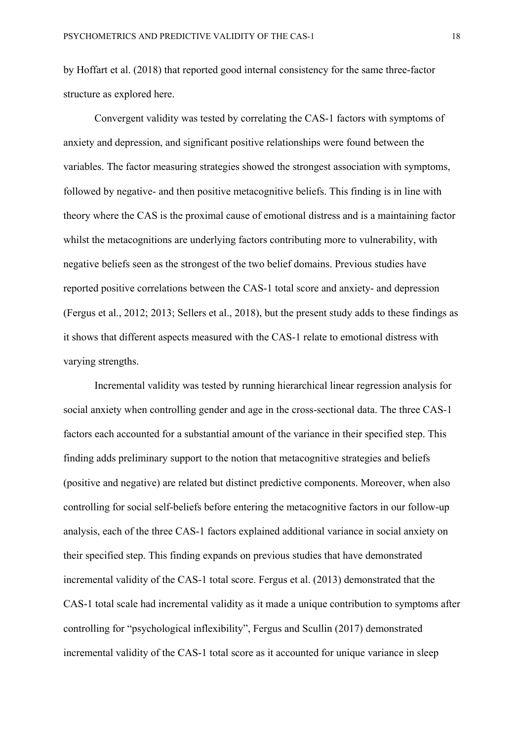by Hoffart et al. (2018) that reported good internal consistency for the same three-factor structure as explored here.

Convergent validity was tested by correlating the CAS-1 factors with symptoms of anxiety and depression, and significant positive relationships were found between the variables. The factor measuring strategies showed the strongest association with symptoms, followed by negative- and then positive metacognitive beliefs. This finding is in line with theory where the CAS is the proximal cause of emotional distress and is a maintaining factor whilst the metacognitions are underlying factors contributing more to vulnerability, with negative beliefs seen as the strongest of the two belief domains. Previous studies have reported positive correlations between the CAS-1 total score and anxiety- and depression (Fergus et al., 2012; 2013; Sellers et al., 2018), but the present study adds to these findings as it shows that different aspects measured with the CAS-1 relate to emotional distress with varying strengths.

Incremental validity was tested by running hierarchical linear regression analysis for social anxiety when controlling gender and age in the cross-sectional data. The three CAS-1 factors each accounted for a substantial amount of the variance in their specified step. This finding adds preliminary support to the notion that metacognitive strategies and beliefs (positive and negative) are related but distinct predictive components. Moreover, when also controlling for social self-beliefs before entering the metacognitive factors in our follow-up analysis, each of the three CAS-1 factors explained additional variance in social anxiety on their specified step. This finding expands on previous studies that have demonstrated incremental validity of the CAS-1 total score. Fergus et al. (2013) demonstrated that the CAS-1 total scale had incremental validity as it made a unique contribution to symptoms after controlling for "psychological inflexibility", Fergus and Scullin (2017) demonstrated incremental validity of the CAS-1 total score as it accounted for unique variance in sleep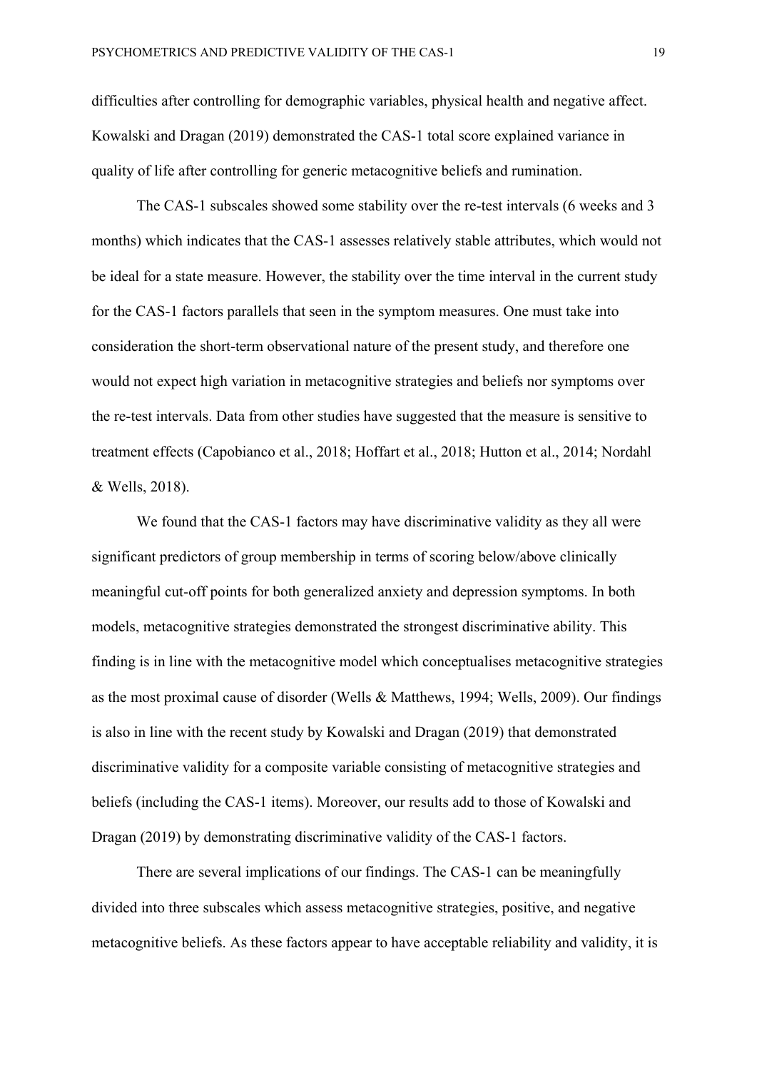difficulties after controlling for demographic variables, physical health and negative affect. Kowalski and Dragan (2019) demonstrated the CAS-1 total score explained variance in quality of life after controlling for generic metacognitive beliefs and rumination.

The CAS-1 subscales showed some stability over the re-test intervals (6 weeks and 3 months) which indicates that the CAS-1 assesses relatively stable attributes, which would not be ideal for a state measure. However, the stability over the time interval in the current study for the CAS-1 factors parallels that seen in the symptom measures. One must take into consideration the short-term observational nature of the present study, and therefore one would not expect high variation in metacognitive strategies and beliefs nor symptoms over the re-test intervals. Data from other studies have suggested that the measure is sensitive to treatment effects (Capobianco et al., 2018; Hoffart et al., 2018; Hutton et al., 2014; Nordahl & Wells, 2018).

We found that the CAS-1 factors may have discriminative validity as they all were significant predictors of group membership in terms of scoring below/above clinically meaningful cut-off points for both generalized anxiety and depression symptoms. In both models, metacognitive strategies demonstrated the strongest discriminative ability. This finding is in line with the metacognitive model which conceptualises metacognitive strategies as the most proximal cause of disorder (Wells & Matthews, 1994; Wells, 2009). Our findings is also in line with the recent study by Kowalski and Dragan (2019) that demonstrated discriminative validity for a composite variable consisting of metacognitive strategies and beliefs (including the CAS-1 items). Moreover, our results add to those of Kowalski and Dragan (2019) by demonstrating discriminative validity of the CAS-1 factors.

There are several implications of our findings. The CAS-1 can be meaningfully divided into three subscales which assess metacognitive strategies, positive, and negative metacognitive beliefs. As these factors appear to have acceptable reliability and validity, it is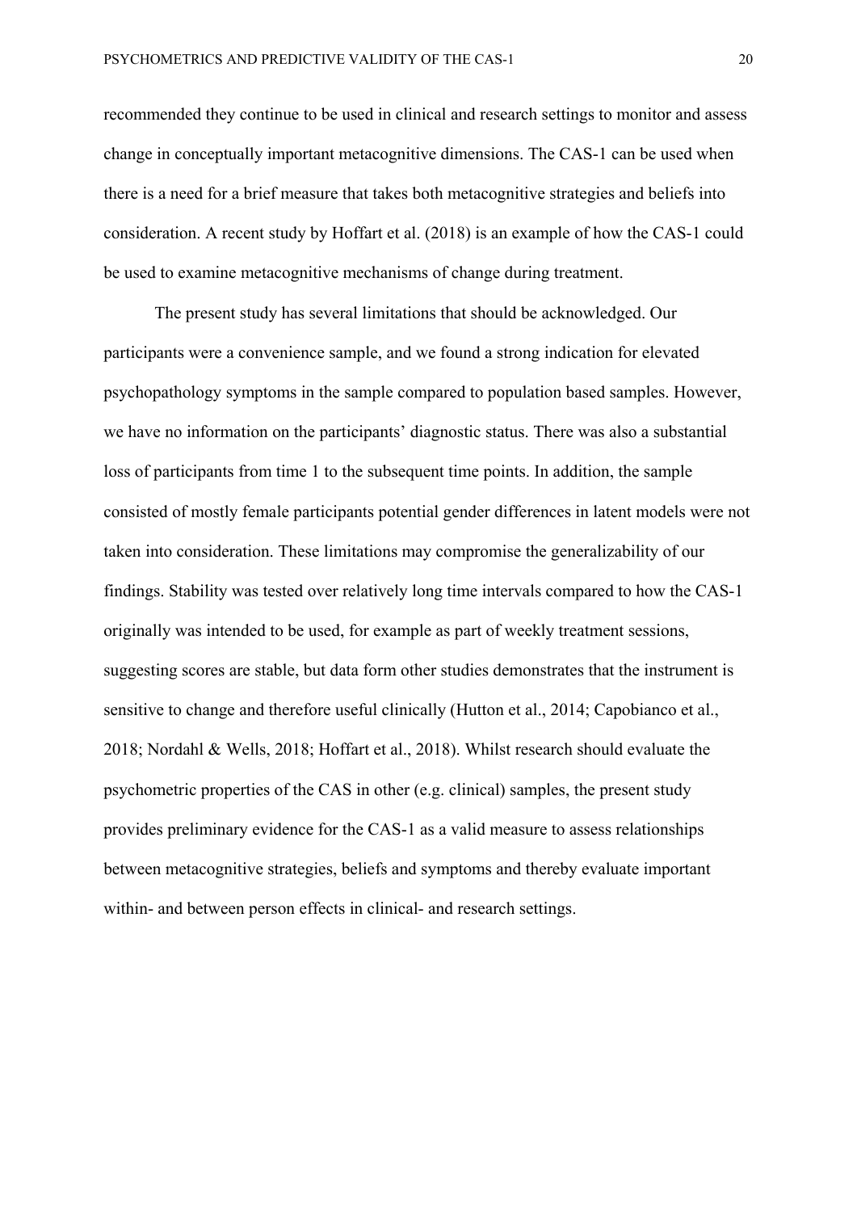recommended they continue to be used in clinical and research settings to monitor and assess change in conceptually important metacognitive dimensions. The CAS-1 can be used when there is a need for a brief measure that takes both metacognitive strategies and beliefs into consideration. A recent study by Hoffart et al. (2018) is an example of how the CAS-1 could be used to examine metacognitive mechanisms of change during treatment.

The present study has several limitations that should be acknowledged. Our participants were a convenience sample, and we found a strong indication for elevated psychopathology symptoms in the sample compared to population based samples. However, we have no information on the participants' diagnostic status. There was also a substantial loss of participants from time 1 to the subsequent time points. In addition, the sample consisted of mostly female participants potential gender differences in latent models were not taken into consideration. These limitations may compromise the generalizability of our findings. Stability was tested over relatively long time intervals compared to how the CAS-1 originally was intended to be used, for example as part of weekly treatment sessions, suggesting scores are stable, but data form other studies demonstrates that the instrument is sensitive to change and therefore useful clinically (Hutton et al., 2014; Capobianco et al., 2018; Nordahl & Wells, 2018; Hoffart et al., 2018). Whilst research should evaluate the psychometric properties of the CAS in other (e.g. clinical) samples, the present study provides preliminary evidence for the CAS-1 as a valid measure to assess relationships between metacognitive strategies, beliefs and symptoms and thereby evaluate important within- and between person effects in clinical- and research settings.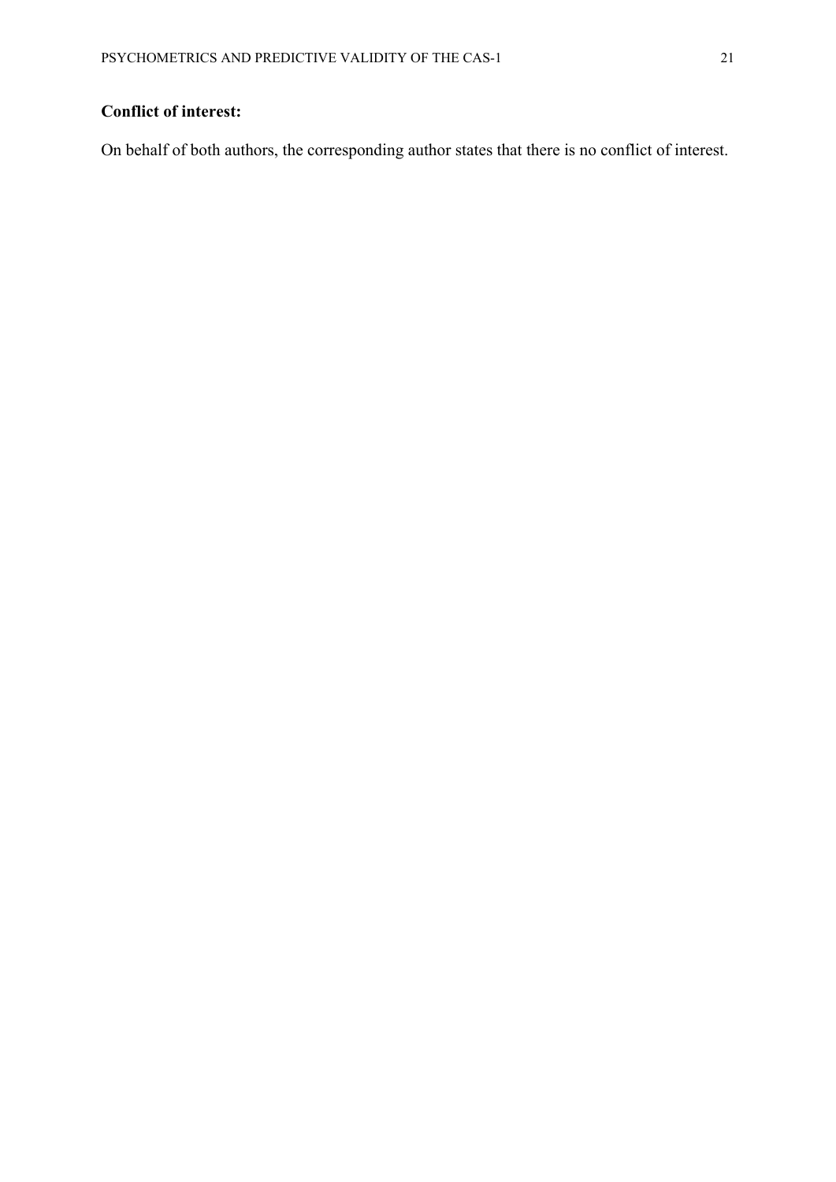**Conflict of interest:**

On behalf of both authors, the corresponding author states that there is no conflict of interest.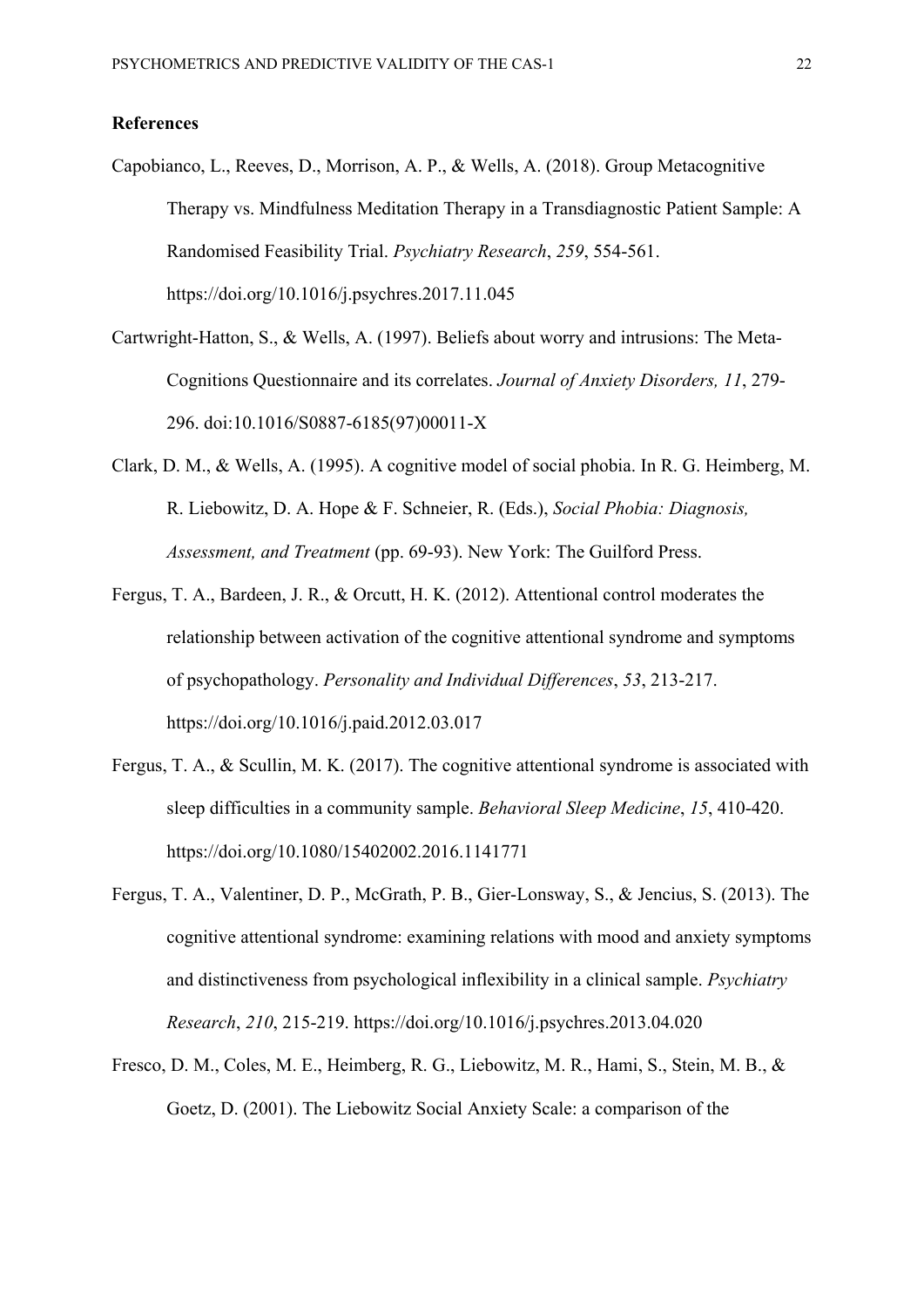## References

Capobianco, L., Reeves, D., Morrison, A. P., & Wells, A. (2018). Group Metacognitive Therapy vs. Mindfulness Meditation Therapy in a Transdiagnostic Patient Sample: A Randomised Feasibility Trial. *Psychiatry Research*, *259*, 554-561. https://doi.org/10.1016/j.psychres.2017.11.045

Cartwright-Hatton, S., & Wells, A. (1997). Beliefs about worry and intrusions: The Meta-Cognitions Questionnaire and its correlates. *Journal of Anxiety Disorders, 11*, 279-296. doi:10.1016/S0887-6185(97)00011-X

Clark, D. M., & Wells, A. (1995). A cognitive model of social phobia. In R. G. Heimberg, M. R. Liebowitz, D. A. Hope & F. Schneier, R. (Eds.), *Social Phobia: Diagnosis, Assessment, and Treatment* (pp. 69-93). New York: The Guilford Press.

Fergus, T. A., Bardeen, J. R., & Orcutt, H. K. (2012). Attentional control moderates the relationship between activation of the cognitive attentional syndrome and symptoms of psychopathology. *Personality and Individual Differences*, *53*, 213-217. https://doi.org/10.1016/j.paid.2012.03.017

Fergus, T. A., & Scullin, M. K. (2017). The cognitive attentional syndrome is associated with sleep difficulties in a community sample. *Behavioral Sleep Medicine*, *15*, 410-420. https://doi.org/10.1080/15402002.2016.1141771

Fergus, T. A., Valentiner, D. P., McGrath, P. B., Gier-Lonsway, S., & Jencius, S. (2013). The cognitive attentional syndrome: examining relations with mood and anxiety symptoms and distinctiveness from psychological inflexibility in a clinical sample. *Psychiatry Research*, *210*, 215-219. https://doi.org/10.1016/j.psychres.2013.04.020

Fresco, D. M., Coles, M. E., Heimberg, R. G., Liebowitz, M. R., Hami, S., Stein, M. B., & Goetz, D. (2001). The Liebowitz Social Anxiety Scale: a comparison of the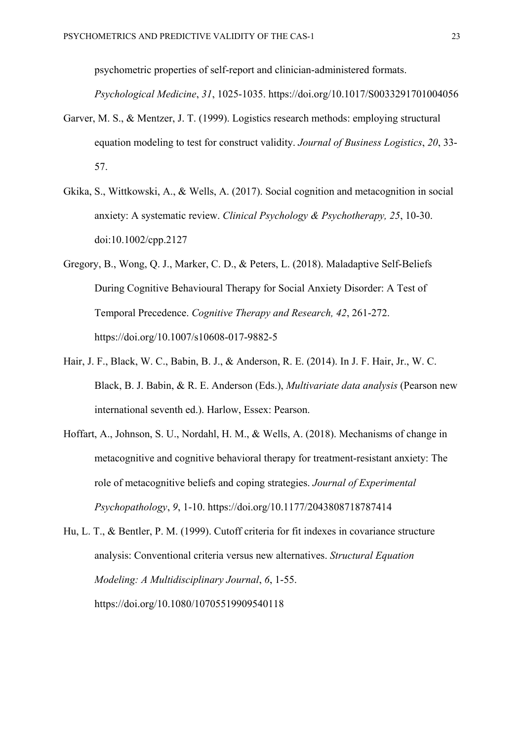psychometric properties of self-report and clinician-administered formats. *Psychological Medicine*, *31*, 1025-1035. https://doi.org/10.1017/S0033291701004056

Garver, M. S., & Mentzer, J. T. (1999). Logistics research methods: employing structural equation modeling to test for construct validity. *Journal of Business Logistics*, *20*, 33-57.

Gkika, S., Wittkowski, A., & Wells, A. (2017). Social cognition and metacognition in social anxiety: A systematic review. *Clinical Psychology & Psychotherapy, 25*, 10-30. doi:10.1002/cpp.2127

Gregory, B., Wong, Q. J., Marker, C. D., & Peters, L. (2018). Maladaptive Self-Beliefs During Cognitive Behavioural Therapy for Social Anxiety Disorder: A Test of Temporal Precedence. *Cognitive Therapy and Research, 42*, 261-272. https://doi.org/10.1007/s10608-017-9882-5

Hair, J. F., Black, W. C., Babin, B. J., & Anderson, R. E. (2014). In J. F. Hair, Jr., W. C. Black, B. J. Babin, & R. E. Anderson (Eds.), *Multivariate data analysis* (Pearson new international seventh ed.). Harlow, Essex: Pearson.

Hoffart, A., Johnson, S. U., Nordahl, H. M., & Wells, A. (2018). Mechanisms of change in metacognitive and cognitive behavioral therapy for treatment-resistant anxiety: The role of metacognitive beliefs and coping strategies. *Journal of Experimental Psychopathology*, *9*, 1-10. https://doi.org/10.1177/2043808718787414

Hu, L. T., & Bentler, P. M. (1999). Cutoff criteria for fit indexes in covariance structure analysis: Conventional criteria versus new alternatives. *Structural Equation Modeling: A Multidisciplinary Journal*, *6*, 1-55. https://doi.org/10.1080/10705519909540118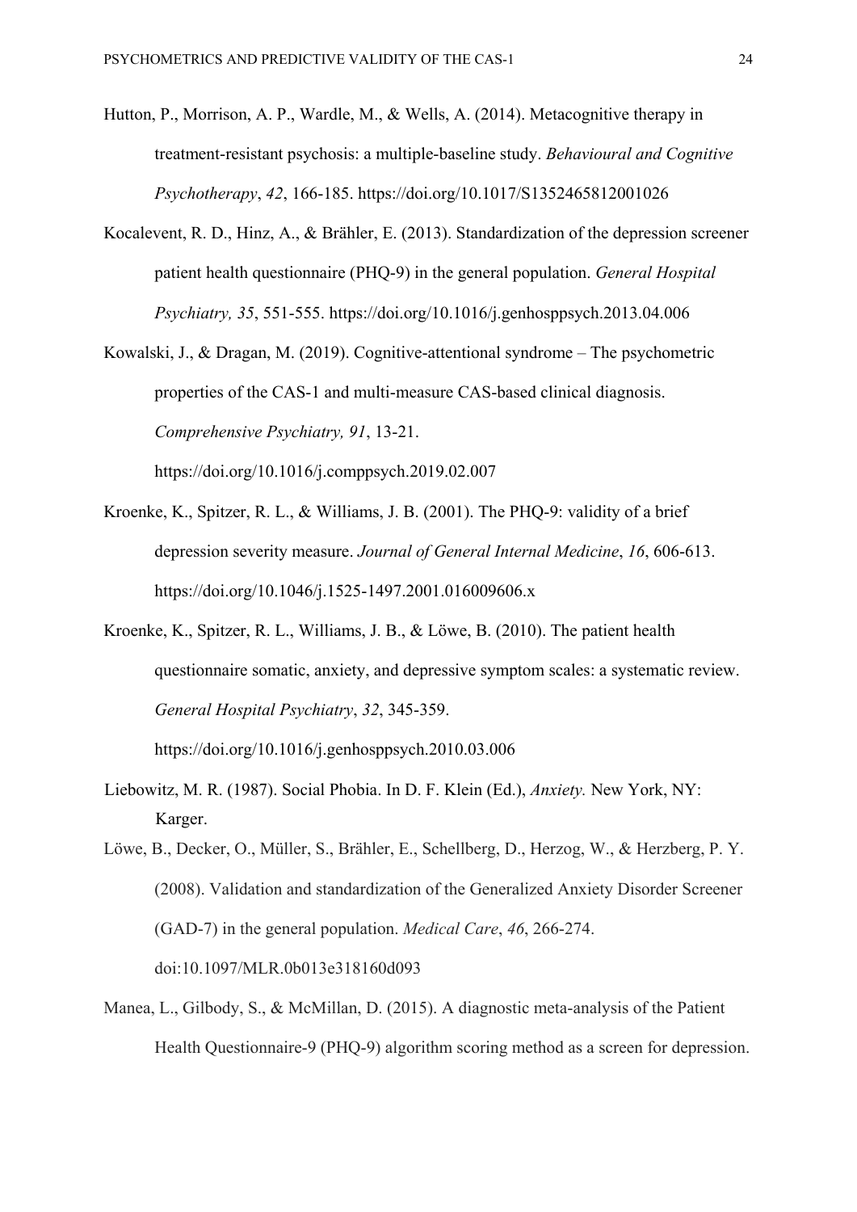Hutton, P., Morrison, A. P., Wardle, M., & Wells, A. (2014). Metacognitive therapy in treatment-resistant psychosis: a multiple-baseline study. *Behavioural and Cognitive Psychotherapy*, *42*, 166-185. https://doi.org/10.1017/S1352465812001026

Kocalevent, R. D., Hinz, A., & Brähler, E. (2013). Standardization of the depression screener patient health questionnaire (PHQ-9) in the general population. *General Hospital Psychiatry, 35*, 551-555. https://doi.org/10.1016/j.genhosppsych.2013.04.006

Kowalski, J., & Dragan, M. (2019). Cognitive-attentional syndrome – The psychometric properties of the CAS-1 and multi-measure CAS-based clinical diagnosis. *Comprehensive Psychiatry, 91*, 13-21. https://doi.org/10.1016/j.comppsych.2019.02.007

Kroenke, K., Spitzer, R. L., & Williams, J. B. (2001). The PHQ-9: validity of a brief depression severity measure. *Journal of General Internal Medicine*, *16*, 606-613. https://doi.org/10.1046/j.1525-1497.2001.016009606.x

Kroenke, K., Spitzer, R. L., Williams, J. B., & Löwe, B. (2010). The patient health questionnaire somatic, anxiety, and depressive symptom scales: a systematic review. *General Hospital Psychiatry*, *32*, 345-359. https://doi.org/10.1016/j.genhosppsych.2010.03.006

Liebowitz, M. R. (1987). Social Phobia. In D. F. Klein (Ed.), *Anxiety.* New York, NY: Karger.

Löwe, B., Decker, O., Müller, S., Brähler, E., Schellberg, D., Herzog, W., & Herzberg, P. Y. (2008). Validation and standardization of the Generalized Anxiety Disorder Screener (GAD-7) in the general population. *Medical Care*, *46*, 266-274. doi:10.1097/MLR.0b013e318160d093

Manea, L., Gilbody, S., & McMillan, D. (2015). A diagnostic meta-analysis of the Patient Health Questionnaire-9 (PHQ-9) algorithm scoring method as a screen for depression.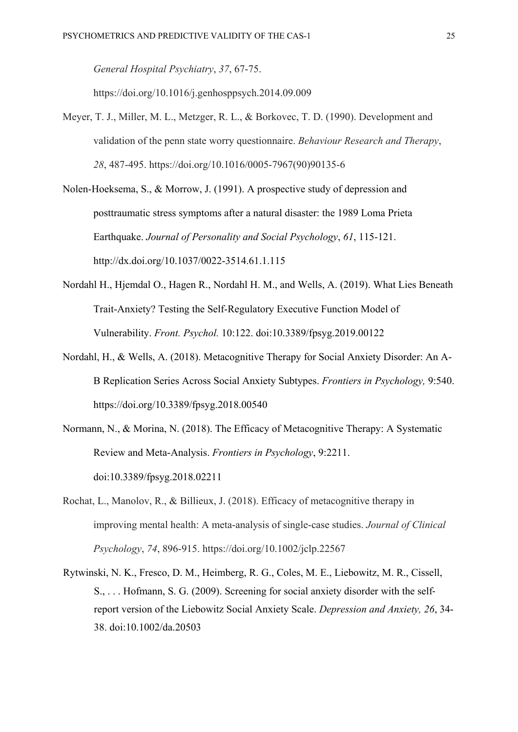*General Hospital Psychiatry*, *37*, 67-75. https://doi.org/10.1016/j.genhosppsych.2014.09.009

Meyer, T. J., Miller, M. L., Metzger, R. L., & Borkovec, T. D. (1990). Development and validation of the penn state worry questionnaire. *Behaviour Research and Therapy*, *28*, 487-495. https://doi.org/10.1016/0005-7967(90)90135-6

Nolen-Hoeksema, S., & Morrow, J. (1991). A prospective study of depression and posttraumatic stress symptoms after a natural disaster: the 1989 Loma Prieta Earthquake. *Journal of Personality and Social Psychology*, *61*, 115-121. http://dx.doi.org/10.1037/0022-3514.61.1.115

Nordahl H., Hjemdal O., Hagen R., Nordahl H. M., and Wells, A. (2019). What Lies Beneath Trait-Anxiety? Testing the Self-Regulatory Executive Function Model of Vulnerability. *Front. Psychol.* 10:122. doi:10.3389/fpsyg.2019.00122

Nordahl, H., & Wells, A. (2018). Metacognitive Therapy for Social Anxiety Disorder: An A-B Replication Series Across Social Anxiety Subtypes. *Frontiers in Psychology,* 9:540. https://doi.org/10.3389/fpsyg.2018.00540

Normann, N., & Morina, N. (2018). The Efficacy of Metacognitive Therapy: A Systematic Review and Meta-Analysis. *Frontiers in Psychology*, 9:2211. doi:10.3389/fpsyg.2018.02211

Rochat, L., Manolov, R., & Billieux, J. (2018). Efficacy of metacognitive therapy in improving mental health: A meta-analysis of single-case studies. *Journal of Clinical Psychology*, *74*, 896-915. https://doi.org/10.1002/jclp.22567

Rytwinski, N. K., Fresco, D. M., Heimberg, R. G., Coles, M. E., Liebowitz, M. R., Cissell, S., . . . Hofmann, S. G. (2009). Screening for social anxiety disorder with the self-report version of the Liebowitz Social Anxiety Scale. *Depression and Anxiety, 26*, 34-38. doi:10.1002/da.20503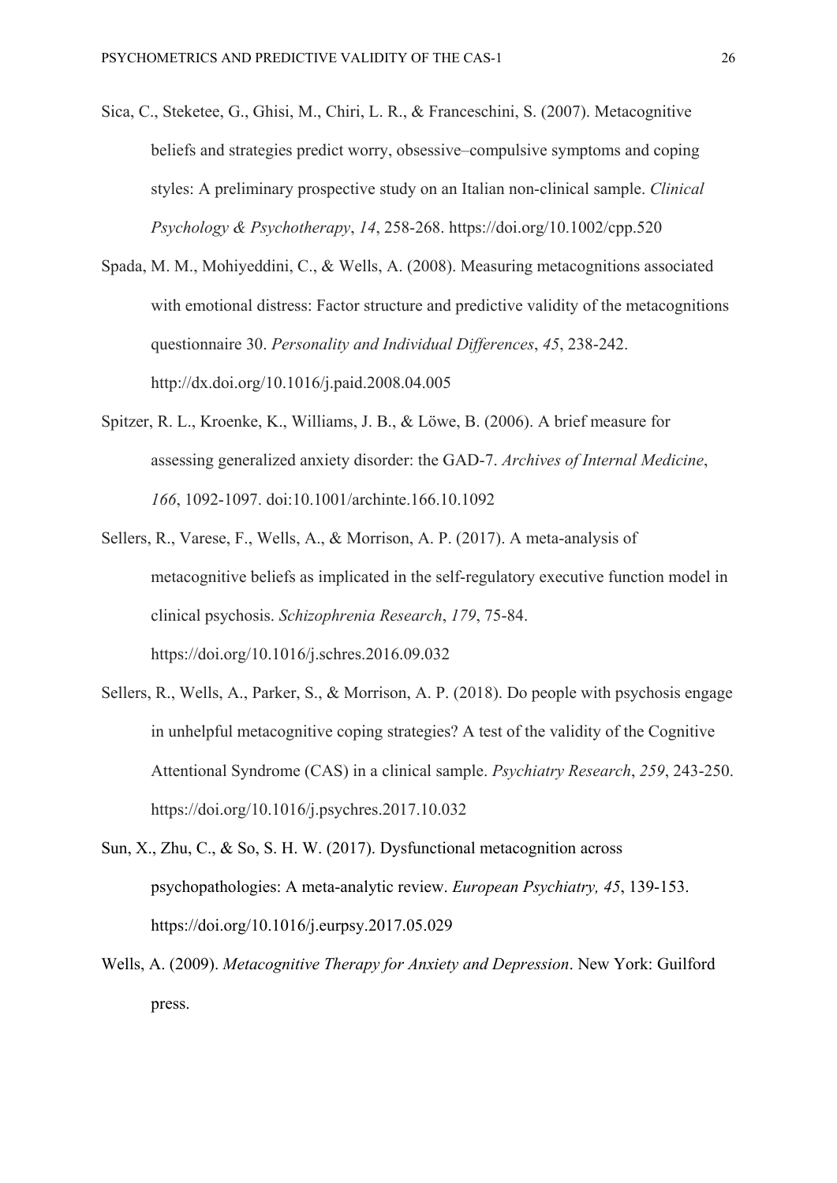Sica, C., Steketee, G., Ghisi, M., Chiri, L. R., & Franceschini, S. (2007). Metacognitive beliefs and strategies predict worry, obsessive–compulsive symptoms and coping styles: A preliminary prospective study on an Italian non-clinical sample. *Clinical Psychology & Psychotherapy*, *14*, 258-268. https://doi.org/10.1002/cpp.520

Spada, M. M., Mohiyeddini, C., & Wells, A. (2008). Measuring metacognitions associated with emotional distress: Factor structure and predictive validity of the metacognitions questionnaire 30. *Personality and Individual Differences*, *45*, 238-242. http://dx.doi.org/10.1016/j.paid.2008.04.005

Spitzer, R. L., Kroenke, K., Williams, J. B., & Löwe, B. (2006). A brief measure for assessing generalized anxiety disorder: the GAD-7. *Archives of Internal Medicine*, *166*, 1092-1097. doi:10.1001/archinte.166.10.1092

Sellers, R., Varese, F., Wells, A., & Morrison, A. P. (2017). A meta-analysis of metacognitive beliefs as implicated in the self-regulatory executive function model in clinical psychosis. *Schizophrenia Research*, *179*, 75-84. https://doi.org/10.1016/j.schres.2016.09.032

Sellers, R., Wells, A., Parker, S., & Morrison, A. P. (2018). Do people with psychosis engage in unhelpful metacognitive coping strategies? A test of the validity of the Cognitive Attentional Syndrome (CAS) in a clinical sample. *Psychiatry Research*, *259*, 243-250. https://doi.org/10.1016/j.psychres.2017.10.032

Sun, X., Zhu, C., & So, S. H. W. (2017). Dysfunctional metacognition across psychopathologies: A meta-analytic review. *European Psychiatry, 45*, 139-153. https://doi.org/10.1016/j.eurpsy.2017.05.029

Wells, A. (2009). *Metacognitive Therapy for Anxiety and Depression*. New York: Guilford press.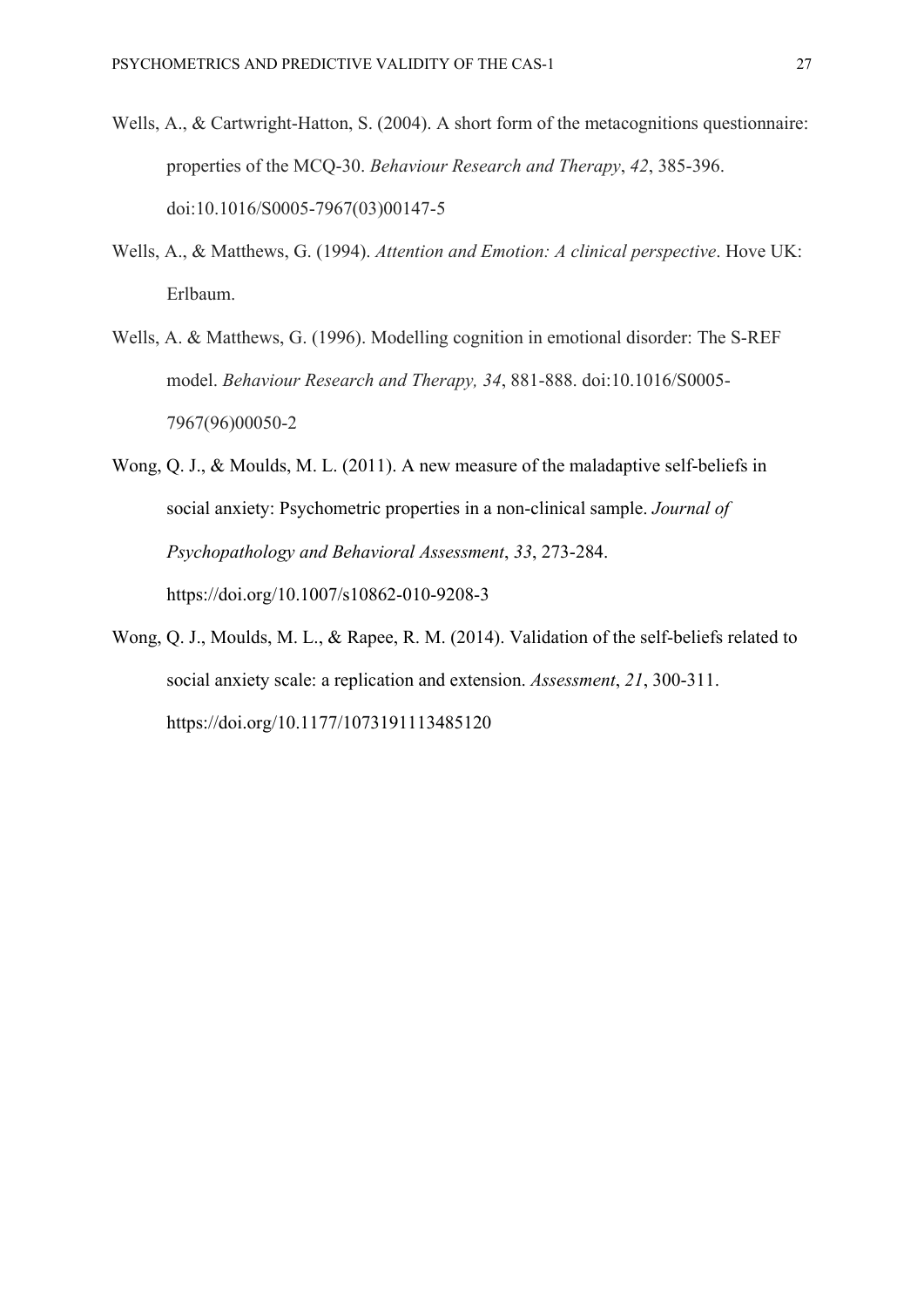Wells, A., & Cartwright-Hatton, S. (2004). A short form of the metacognitions questionnaire: properties of the MCQ-30. *Behaviour Research and Therapy*, *42*, 385-396. doi:10.1016/S0005-7967(03)00147-5

Wells, A., & Matthews, G. (1994). *Attention and Emotion: A clinical perspective*. Hove UK: Erlbaum.

Wells, A. & Matthews, G. (1996). Modelling cognition in emotional disorder: The S-REF model. *Behaviour Research and Therapy, 34*, 881-888. doi:10.1016/S0005-7967(96)00050-2

Wong, Q. J., & Moulds, M. L. (2011). A new measure of the maladaptive self-beliefs in social anxiety: Psychometric properties in a non-clinical sample. *Journal of Psychopathology and Behavioral Assessment*, *33*, 273-284. https://doi.org/10.1007/s10862-010-9208-3

Wong, Q. J., Moulds, M. L., & Rapee, R. M. (2014). Validation of the self-beliefs related to social anxiety scale: a replication and extension. *Assessment*, *21*, 300-311. https://doi.org/10.1177/1073191113485120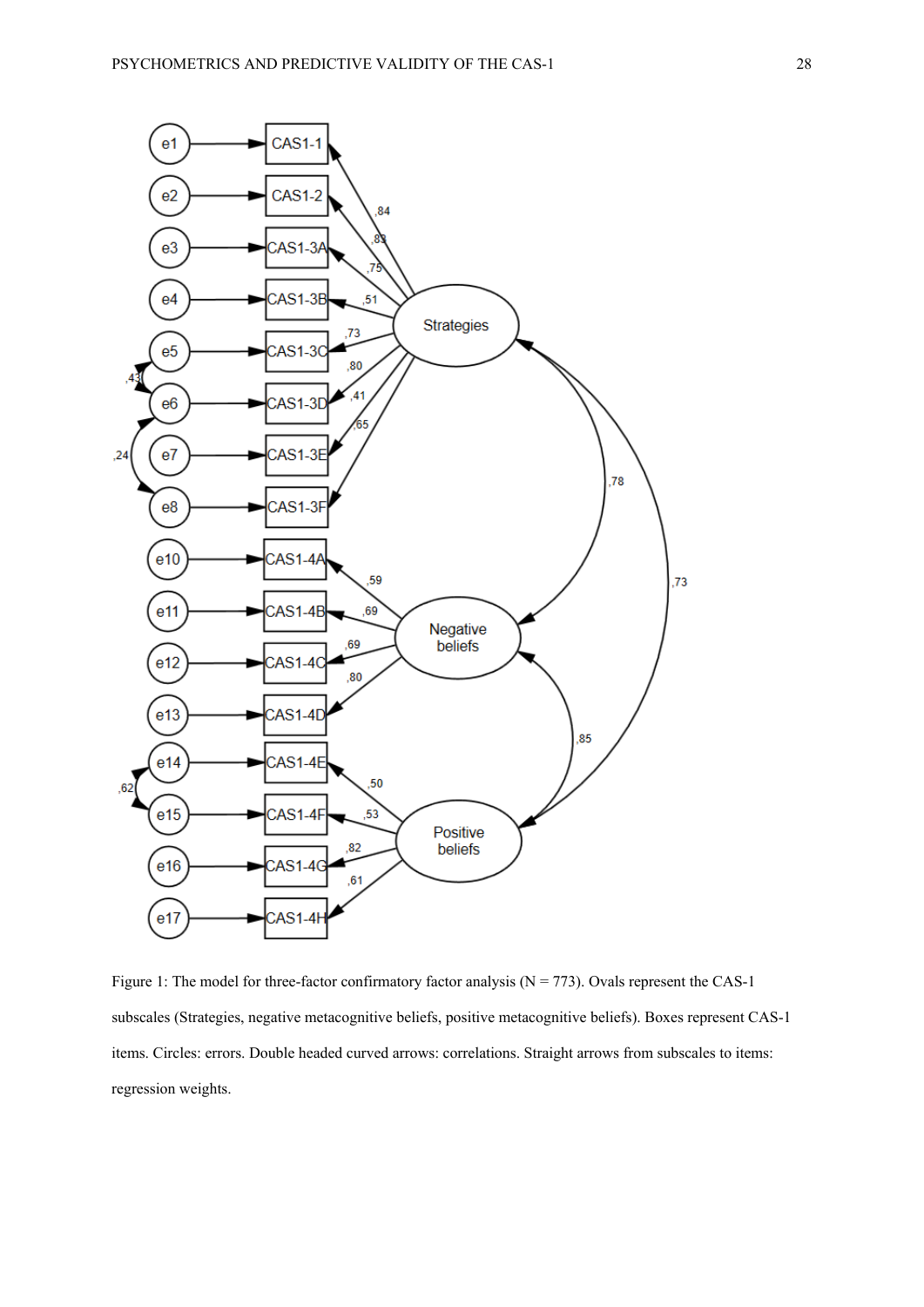Figure 1: The model for three-factor confirmatory factor analysis (N = 773). Ovals represent the CAS-1 subscales (Strategies, negative metacognitive beliefs, positive metacognitive beliefs). Boxes represent CAS-1 items. Circles: errors. Double headed curved arrows: correlations. Straight arrows from subscales to items: regression weights.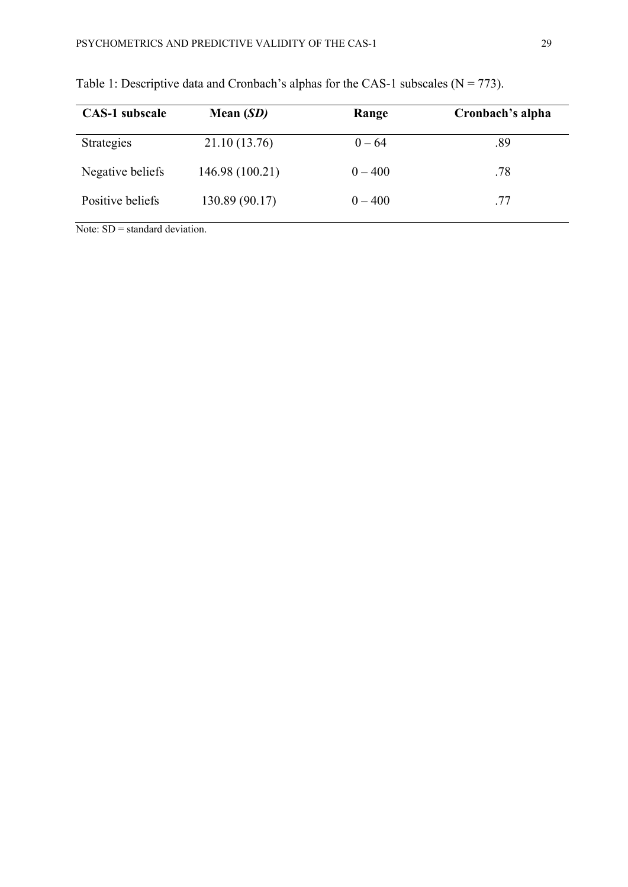Table 1: Descriptive data and Cronbach's alphas for the CAS-1 subscales (N = 773).

| CAS-1 subscale | Mean (*SD*) | Range | Cronbach's alpha |
|---|---|---|---|
| Strategies | 21.10 (13.76) | 0 – 64 | .89 |
| Negative beliefs | 146.98 (100.21) | 0 – 400 | .78 |
| Positive beliefs | 130.89 (90.17) | 0 – 400 | .77 |

Note: SD = standard deviation.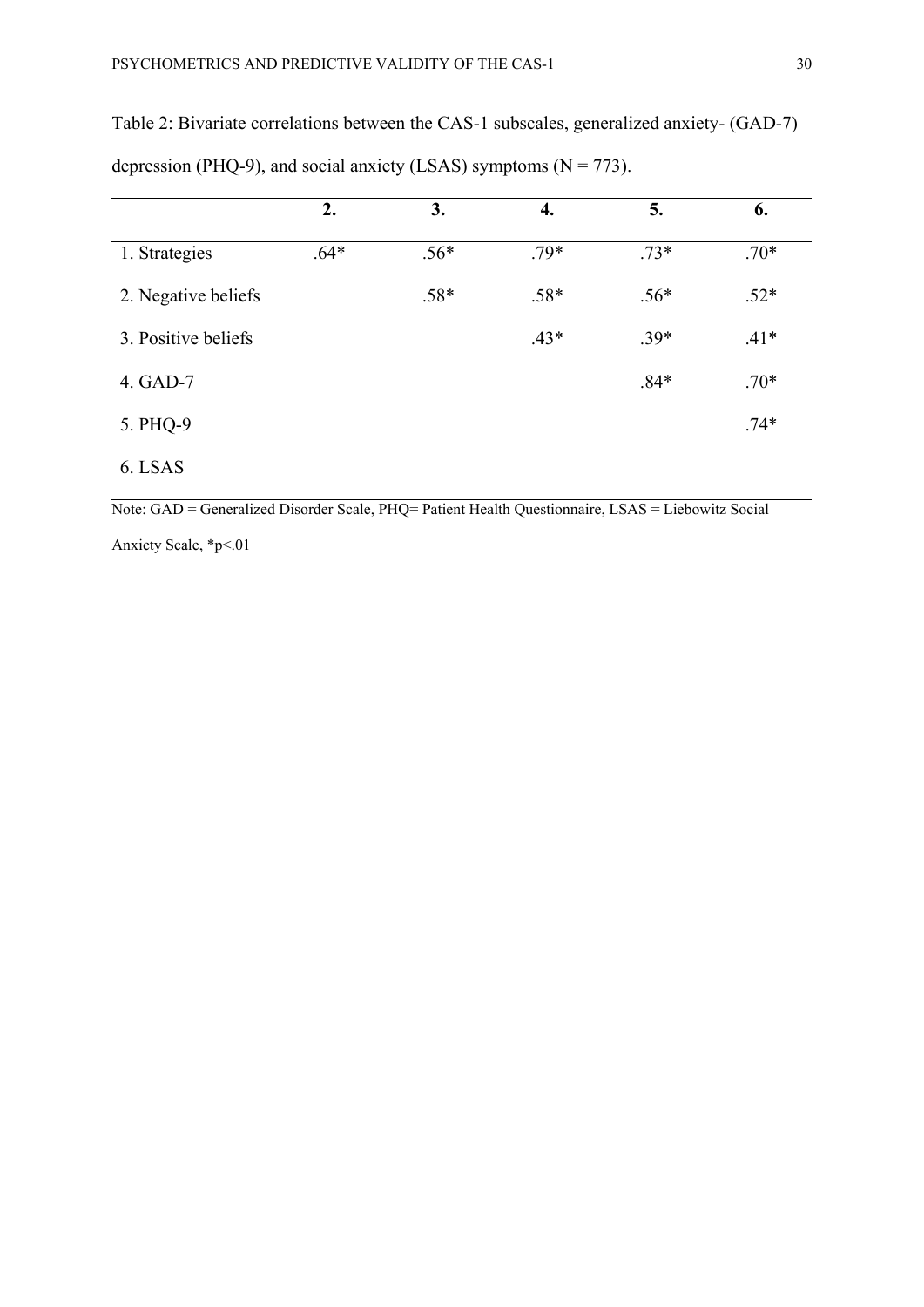Table 2: Bivariate correlations between the CAS-1 subscales, generalized anxiety- (GAD-7) depression (PHQ-9), and social anxiety (LSAS) symptoms (N = 773).

| | **2.** | **3.** | **4.** | **5.** | **6.** |
|---|---|---|---|---|---|
| 1. Strategies | .64* | .56* | .79* | .73* | .70* |
| 2. Negative beliefs | | .58* | .58* | .56* | .52* |
| 3. Positive beliefs | | | .43* | .39* | .41* |
| 4. GAD-7 | | | | .84* | .70* |
| 5. PHQ-9 | | | | | .74* |
| 6. LSAS | | | | | |

Note: GAD = Generalized Disorder Scale, PHQ= Patient Health Questionnaire, LSAS = Liebowitz Social Anxiety Scale, *p<.01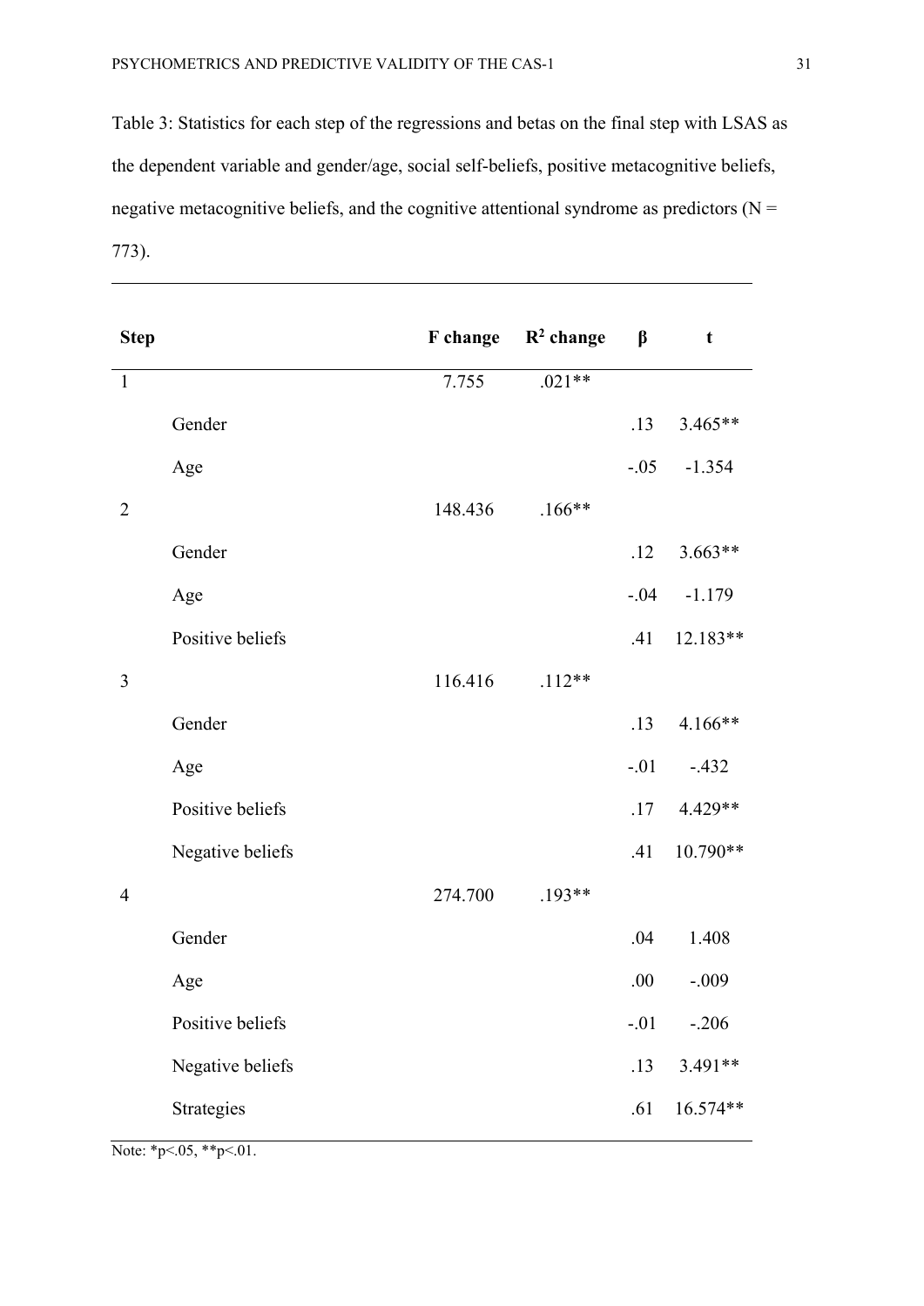Table 3: Statistics for each step of the regressions and betas on the final step with LSAS as the dependent variable and gender/age, social self-beliefs, positive metacognitive beliefs, negative metacognitive beliefs, and the cognitive attentional syndrome as predictors (N = 773).

| **Step** | | **F change** | **$R^2$ change** | **β** | **t** |
|---|---|---|---|---|---|
| 1 | | 7.755 | .021** | | |
| | Gender | | | .13 | 3.465** |
| | Age | | | -.05 | -1.354 |
| 2 | | 148.436 | .166** | | |
| | Gender | | | .12 | 3.663** |
| | Age | | | -.04 | -1.179 |
| | Positive beliefs | | | .41 | 12.183** |
| 3 | | 116.416 | .112** | | |
| | Gender | | | .13 | 4.166** |
| | Age | | | -.01 | -.432 |
| | Positive beliefs | | | .17 | 4.429** |
| | Negative beliefs | | | .41 | 10.790** |
| 4 | | 274.700 | .193** | | |
| | Gender | | | .04 | 1.408 |
| | Age | | | .00 | -.009 |
| | Positive beliefs | | | -.01 | -.206 |
| | Negative beliefs | | | .13 | 3.491** |
| | Strategies | | | .61 | 16.574** |

Note: *p<.05, **p<.01.